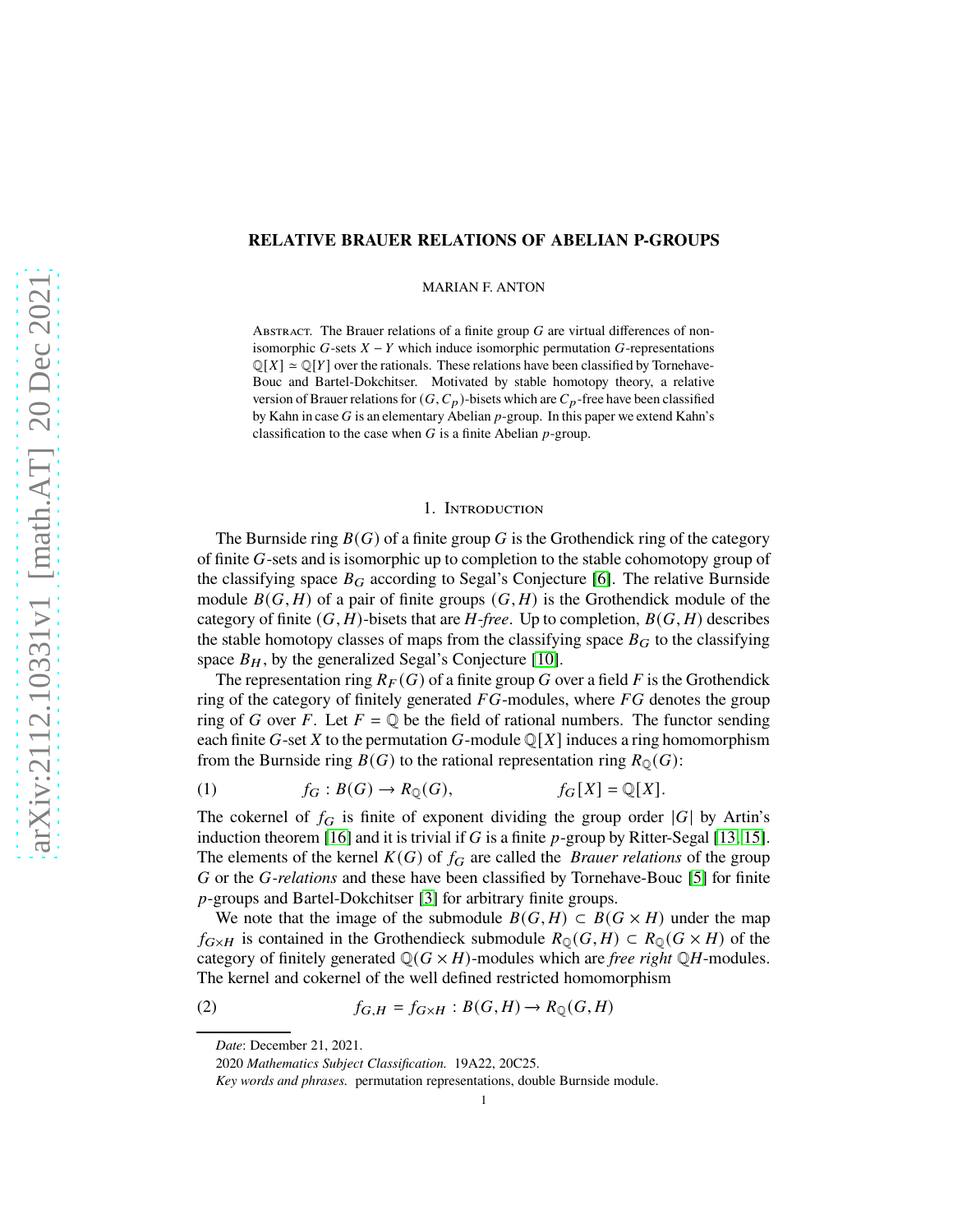# RELATIVE BRAUER RELATIONS OF ABELIAN P-GROUPS

MARIAN F. ANTON

Abstract. The Brauer relations of a finite group $G$ are virtual differences of non-isomorphic $G$-sets $X - Y$ which induce isomorphic permutation $G$-representations $\mathbb{Q}[X] \simeq \mathbb{Q}[Y]$ over the rationals. These relations have been classified by Tornehave-Bouc and Bartel-Dokchitser. Motivated by stable homotopy theory, a relative version of Brauer relations for $(G, C_p)$-bisets which are $C_p$-free have been classified by Kahn in case $G$ is an elementary Abelian $p$-group. In this paper we extend Kahn's classification to the case when $G$ is a finite Abelian $p$-group.

## 1. Introduction

The Burnside ring $B(G)$ of a finite group $G$ is the Grothendick ring of the category of finite $G$-sets and is isomorphic up to completion to the stable cohomotopy group of the classifying space $B_G$ according to Segal's Conjecture [6]. The relative Burnside module $B(G, H)$ of a pair of finite groups $(G, H)$ is the Grothendick module of the category of finite $(G, H)$-bisets that are $H$*-free*. Up to completion, $B(G, H)$ describes the stable homotopy classes of maps from the classifying space $B_G$ to the classifying space $B_H$, by the generalized Segal's Conjecture [10].

The representation ring $R_F(G)$ of a finite group $G$ over a field $F$ is the Grothendick ring of the category of finitely generated $FG$-modules, where $FG$ denotes the group ring of $G$ over $F$. Let $F = \mathbb{Q}$ be the field of rational numbers. The functor sending each finite $G$-set $X$ to the permutation $G$-module $\mathbb{Q}[X]$ induces a ring homomorphism from the Burnside ring $B(G)$ to the rational representation ring $R_{\mathbb{Q}}(G)$:

$$f_G : B(G) \to R_{\mathbb{Q}}(G), \qquad\qquad f_G[X] = \mathbb{Q}[X]. \tag{1}$$

The cokernel of $f_G$ is finite of exponent dividing the group order $|G|$ by Artin's induction theorem [16] and it is trivial if $G$ is a finite $p$-group by Ritter-Segal [13, 15]. The elements of the kernel $K(G)$ of $f_G$ are called the *Brauer relations* of the group $G$ or the $G$*-relations* and these have been classified by Tornehave-Bouc [5] for finite $p$-groups and Bartel-Dokchitser [3] for arbitrary finite groups.

We note that the image of the submodule $B(G, H) \subset B(G \times H)$ under the map $f_{G\times H}$ is contained in the Grothendieck submodule $R_{\mathbb{Q}}(G, H) \subset R_{\mathbb{Q}}(G \times H)$ of the category of finitely generated $\mathbb{Q}(G \times H)$-modules which are *free right* $\mathbb{Q}H$-modules. The kernel and cokernel of the well defined restricted homomorphism

$$f_{G,H} = f_{G\times H} : B(G, H) \to R_{\mathbb{Q}}(G, H) \tag{2}$$

*Date*: December 21, 2021.

2020 *Mathematics Subject Classification.* 19A22, 20C25.

*Key words and phrases.* permutation representations, double Burnside module.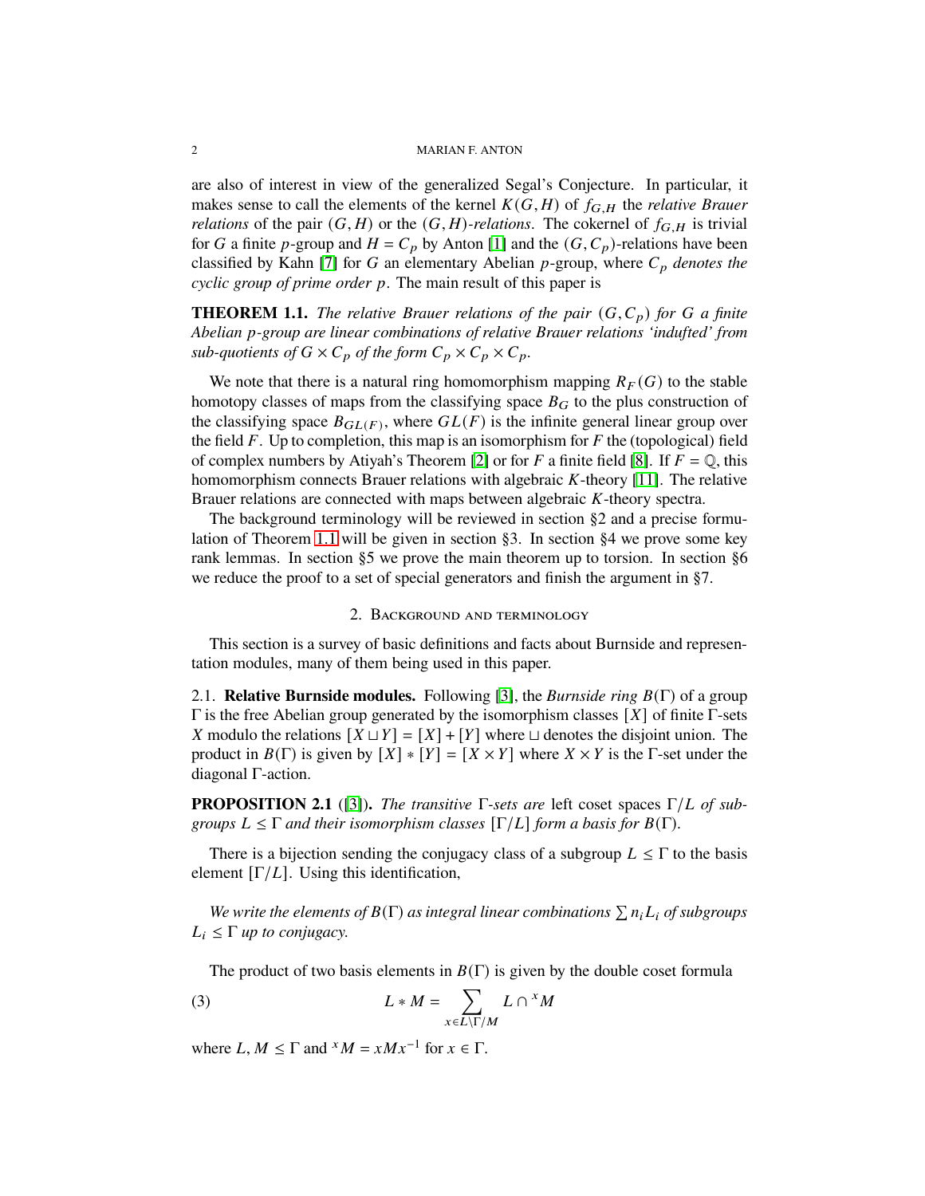are also of interest in view of the generalized Segal's Conjecture. In particular, it makes sense to call the elements of the kernel $K(G,H)$ of $f_{G,H}$ the *relative Brauer relations* of the pair $(G,H)$ or the *$(G,H)$-relations*. The cokernel of $f_{G,H}$ is trivial for $G$ a finite $p$-group and $H = C_p$ by Anton [1] and the $(G,C_p)$-relations have been classified by Kahn [7] for $G$ an elementary Abelian $p$-group, where *$C_p$ denotes the cyclic group of prime order $p$*. The main result of this paper is

**THEOREM 1.1.** *The relative Brauer relations of the pair $(G,C_p)$ for $G$ a finite Abelian $p$-group are linear combinations of relative Brauer relations 'indufted' from sub-quotients of $G \times C_p$ of the form $C_p \times C_p \times C_p$.*

We note that there is a natural ring homomorphism mapping $R_F(G)$ to the stable homotopy classes of maps from the classifying space $B_G$ to the plus construction of the classifying space $B_{GL(F)}$, where $GL(F)$ is the infinite general linear group over the field $F$. Up to completion, this map is an isomorphism for $F$ the (topological) field of complex numbers by Atiyah's Theorem [2] or for $F$ a finite field [8]. If $F = \mathbb{Q}$, this homomorphism connects Brauer relations with algebraic $K$-theory [11]. The relative Brauer relations are connected with maps between algebraic $K$-theory spectra.

The background terminology will be reviewed in section §2 and a precise formulation of Theorem 1.1 will be given in section §3. In section §4 we prove some key rank lemmas. In section §5 we prove the main theorem up to torsion. In section §6 we reduce the proof to a set of special generators and finish the argument in §7.

## 2. Background and terminology

This section is a survey of basic definitions and facts about Burnside and representation modules, many of them being used in this paper.

2.1. **Relative Burnside modules.** Following [3], the *Burnside ring* $B(\Gamma)$ of a group $\Gamma$ is the free Abelian group generated by the isomorphism classes $[X]$ of finite $\Gamma$-sets $X$ modulo the relations $[X \sqcup Y] = [X] + [Y]$ where $\sqcup$ denotes the disjoint union. The product in $B(\Gamma)$ is given by $[X] * [Y] = [X \times Y]$ where $X \times Y$ is the $\Gamma$-set under the diagonal $\Gamma$-action.

**PROPOSITION 2.1** ([3])**.** *The transitive $\Gamma$-sets are* left coset spaces *$\Gamma/L$ of subgroups $L \le \Gamma$ and their isomorphism classes $[\Gamma/L]$ form a basis for $B(\Gamma)$.*

There is a bijection sending the conjugacy class of a subgroup $L \le \Gamma$ to the basis element $[\Gamma/L]$. Using this identification,

*We write the elements of $B(\Gamma)$ as integral linear combinations $\sum n_i L_i$ of subgroups $L_i \le \Gamma$ up to conjugacy.*

The product of two basis elements in $B(\Gamma)$ is given by the double coset formula

$$L * M = \sum_{x \in L\backslash\Gamma/M} L \cap {}^{x}M \tag{3}$$

where $L, M \le \Gamma$ and ${}^{x}M = xMx^{-1}$ for $x \in \Gamma$.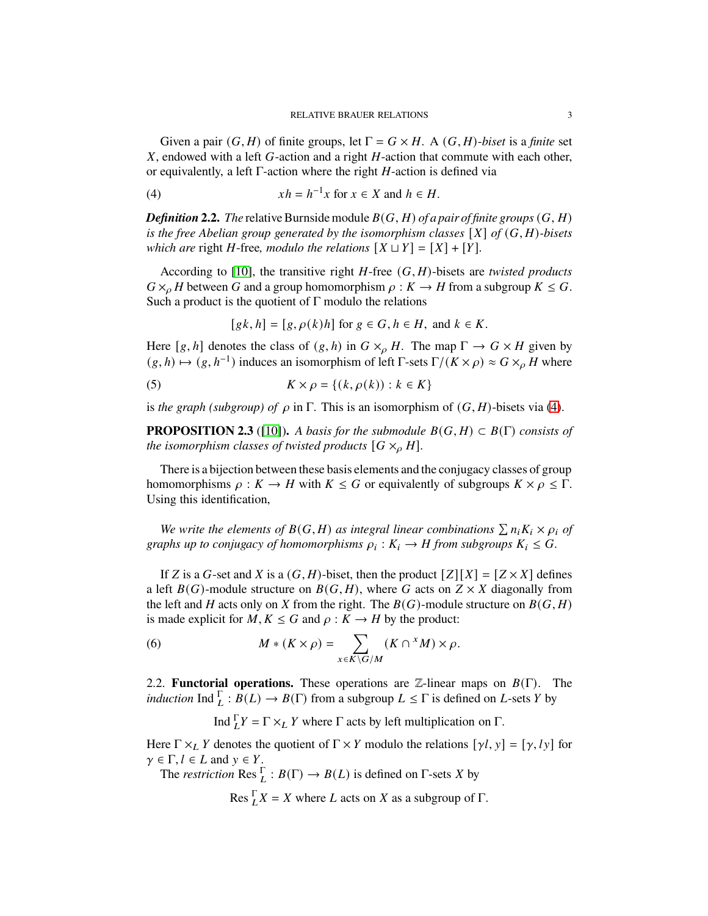Given a pair $(G, H)$ of finite groups, let $\Gamma = G \times H$. A *$(G, H)$-biset* is a *finite* set $X$, endowed with a left $G$-action and a right $H$-action that commute with each other, or equivalently, a left $\Gamma$-action where the right $H$-action is defined via

$$xh = h^{-1}x \text{ for } x \in X \text{ and } h \in H. \tag{4}$$

***Definition* 2.2.** *The* relative Burnside module $B(G, H)$ *of a pair of finite groups* $(G, H)$ *is the free Abelian group generated by the isomorphism classes* $[X]$ *of* $(G, H)$*-bisets which are* right $H$-free*, modulo the relations* $[X \sqcup Y] = [X] + [Y]$.

According to [10], the transitive right $H$-free $(G, H)$-bisets are *twisted products* $G \times_\rho H$ between $G$ and a group homomorphism $\rho : K \to H$ from a subgroup $K \leq G$. Such a product is the quotient of $\Gamma$ modulo the relations

$$[gk, h] = [g, \rho(k)h] \text{ for } g \in G, h \in H, \text{ and } k \in K.$$

Here $[g, h]$ denotes the class of $(g, h)$ in $G \times_\rho H$. The map $\Gamma \to G \times H$ given by $(g, h) \mapsto (g, h^{-1})$ induces an isomorphism of left $\Gamma$-sets $\Gamma/(K \times \rho) \approx G \times_\rho H$ where

$$K \times \rho = \{(k, \rho(k)) : k \in K\} \tag{5}$$

is *the graph (subgroup) of* $\rho$ in $\Gamma$. This is an isomorphism of $(G, H)$-bisets via (4).

**PROPOSITION 2.3** ([10])**.** *A basis for the submodule* $B(G, H) \subset B(\Gamma)$ *consists of the isomorphism classes of twisted products* $[G \times_\rho H]$.

There is a bijection between these basis elements and the conjugacy classes of group homomorphisms $\rho : K \to H$ with $K \leq G$ or equivalently of subgroups $K \times \rho \leq \Gamma$. Using this identification,

*We write the elements of* $B(G,H)$ *as integral linear combinations* $\sum n_i K_i \times \rho_i$ *of graphs up to conjugacy of homomorphisms* $\rho_i : K_i \to H$ *from subgroups* $K_i \leq G$.

If $Z$ is a $G$-set and $X$ is a $(G, H)$-biset, then the product $[Z][X] = [Z \times X]$ defines a left $B(G)$-module structure on $B(G, H)$, where $G$ acts on $Z \times X$ diagonally from the left and $H$ acts only on $X$ from the right. The $B(G)$-module structure on $B(G, H)$ is made explicit for $M, K \leq G$ and $\rho : K \to H$ by the product:

$$M * (K \times \rho) = \sum_{x \in K \backslash G / M} (K \cap {}^x M) \times \rho. \tag{6}$$

2.2. **Functorial operations.** These operations are $\mathbb{Z}$-linear maps on $B(\Gamma)$. The *induction* $\operatorname{Ind}_L^\Gamma : B(L) \to B(\Gamma)$ from a subgroup $L \leq \Gamma$ is defined on $L$-sets $Y$ by

$$\operatorname{Ind}_L^\Gamma Y = \Gamma \times_L Y \text{ where } \Gamma \text{ acts by left multiplication on } \Gamma.$$

Here $\Gamma \times_L Y$ denotes the quotient of $\Gamma \times Y$ modulo the relations $[\gamma l, y] = [\gamma, ly]$ for $\gamma \in \Gamma, l \in L$ and $y \in Y$.

The *restriction* $\operatorname{Res}_L^\Gamma : B(\Gamma) \to B(L)$ is defined on $\Gamma$-sets $X$ by

$$\operatorname{Res}_L^\Gamma X = X \text{ where } L \text{ acts on } X \text{ as a subgroup of } \Gamma.$$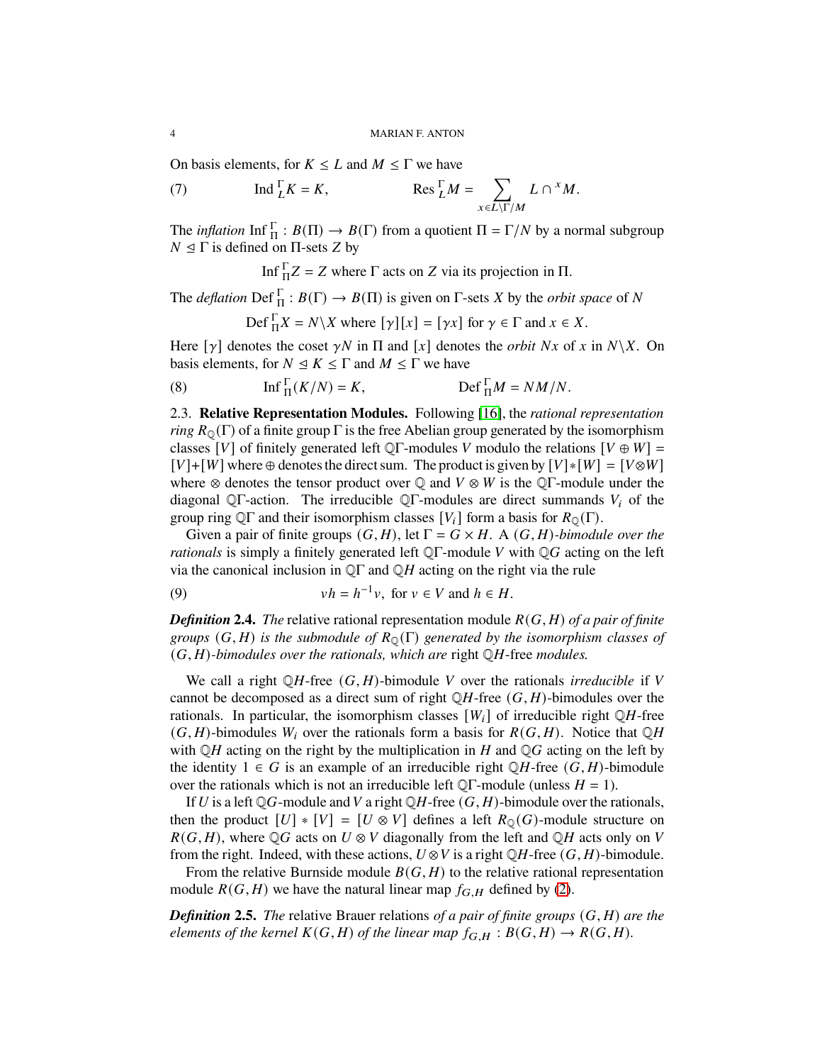On basis elements, for $K \leq L$ and $M \leq \Gamma$ we have

$$\operatorname{Ind}_L^\Gamma K = K, \qquad \operatorname{Res}_L^\Gamma M = \sum_{x \in L\backslash\Gamma/M} L \cap {}^x M. \tag{7}$$

The *inflation* $\operatorname{Inf}_\Pi^\Gamma : B(\Pi) \to B(\Gamma)$ from a quotient $\Pi = \Gamma/N$ by a normal subgroup $N \trianglelefteq \Gamma$ is defined on $\Pi$-sets $Z$ by

$$\operatorname{Inf}_\Pi^\Gamma Z = Z \text{ where } \Gamma \text{ acts on } Z \text{ via its projection in } \Pi.$$

The *deflation* $\operatorname{Def}_\Pi^\Gamma : B(\Gamma) \to B(\Pi)$ is given on $\Gamma$-sets $X$ by the *orbit space* of $N$

$$\operatorname{Def}_\Pi^\Gamma X = N\backslash X \text{ where } [\gamma][x] = [\gamma x] \text{ for } \gamma \in \Gamma \text{ and } x \in X.$$

Here $[\gamma]$ denotes the coset $\gamma N$ in $\Pi$ and $[x]$ denotes the *orbit* $Nx$ of $x$ in $N\backslash X$. On basis elements, for $N \trianglelefteq K \leq \Gamma$ and $M \leq \Gamma$ we have

$$\operatorname{Inf}_\Pi^\Gamma (K/N) = K, \qquad \operatorname{Def}_\Pi^\Gamma M = NM/N. \tag{8}$$

2.3. **Relative Representation Modules.** Following [16], the *rational representation ring* $R_\mathbb{Q}(\Gamma)$ of a finite group $\Gamma$ is the free Abelian group generated by the isomorphism classes $[V]$ of finitely generated left $\mathbb{Q}\Gamma$-modules $V$ modulo the relations $[V \oplus W] = [V]+[W]$ where $\oplus$ denotes the direct sum. The product is given by $[V]*[W] = [V \otimes W]$ where $\otimes$ denotes the tensor product over $\mathbb{Q}$ and $V \otimes W$ is the $\mathbb{Q}\Gamma$-module under the diagonal $\mathbb{Q}\Gamma$-action. The irreducible $\mathbb{Q}\Gamma$-modules are direct summands $V_i$ of the group ring $\mathbb{Q}\Gamma$ and their isomorphism classes $[V_i]$ form a basis for $R_\mathbb{Q}(\Gamma)$.

Given a pair of finite groups $(G, H)$, let $\Gamma = G \times H$. A *$(G, H)$-bimodule over the rationals* is simply a finitely generated left $\mathbb{Q}\Gamma$-module $V$ with $\mathbb{Q}G$ acting on the left via the canonical inclusion in $\mathbb{Q}\Gamma$ and $\mathbb{Q}H$ acting on the right via the rule

$$vh = h^{-1}v, \text{ for } v \in V \text{ and } h \in H. \tag{9}$$

***Definition* 2.4.** *The* relative rational representation module $R(G, H)$ *of a pair of finite groups $(G, H)$ is the submodule of $R_\mathbb{Q}(\Gamma)$ generated by the isomorphism classes of $(G, H)$-bimodules over the rationals, which are* right $\mathbb{Q}H$-free *modules.*

We call a right $\mathbb{Q}H$-free $(G, H)$-bimodule $V$ over the rationals *irreducible* if $V$ cannot be decomposed as a direct sum of right $\mathbb{Q}H$-free $(G, H)$-bimodules over the rationals. In particular, the isomorphism classes $[W_i]$ of irreducible right $\mathbb{Q}H$-free $(G, H)$-bimodules $W_i$ over the rationals form a basis for $R(G, H)$. Notice that $\mathbb{Q}H$ with $\mathbb{Q}H$ acting on the right by the multiplication in $H$ and $\mathbb{Q}G$ acting on the left by the identity $1 \in G$ is an example of an irreducible right $\mathbb{Q}H$-free $(G, H)$-bimodule over the rationals which is not an irreducible left $\mathbb{Q}\Gamma$-module (unless $H = 1$).

If $U$ is a left $\mathbb{Q}G$-module and $V$ a right $\mathbb{Q}H$-free $(G, H)$-bimodule over the rationals, then the product $[U] * [V] = [U \otimes V]$ defines a left $R_\mathbb{Q}(G)$-module structure on $R(G, H)$, where $\mathbb{Q}G$ acts on $U \otimes V$ diagonally from the left and $\mathbb{Q}H$ acts only on $V$ from the right. Indeed, with these actions, $U \otimes V$ is a right $\mathbb{Q}H$-free $(G, H)$-bimodule.

From the relative Burnside module $B(G, H)$ to the relative rational representation module $R(G, H)$ we have the natural linear map $f_{G,H}$ defined by (2).

***Definition* 2.5.** *The* relative Brauer relations *of a pair of finite groups $(G, H)$ are the elements of the kernel $K(G, H)$ of the linear map $f_{G,H} : B(G, H) \to R(G, H)$.*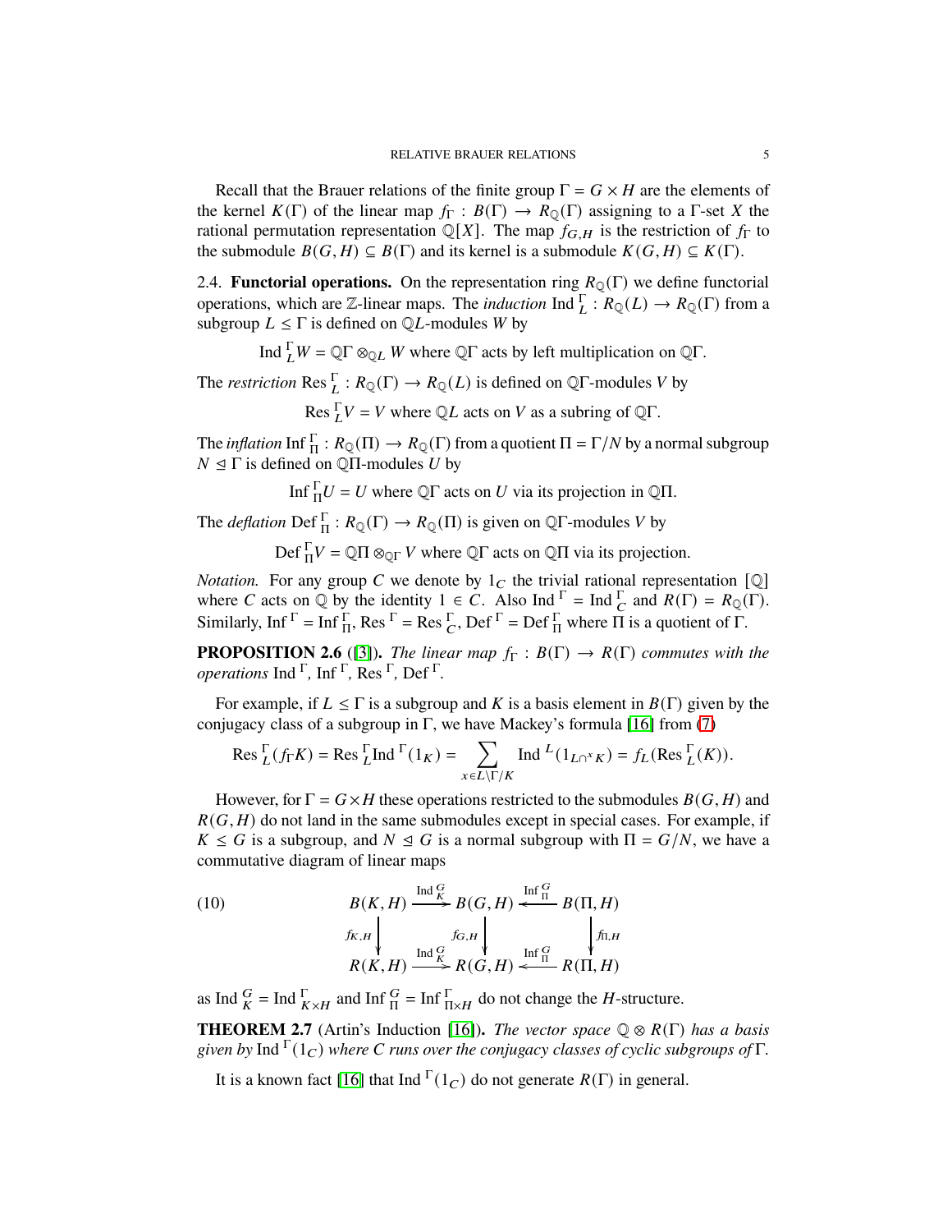Recall that the Brauer relations of the finite group $\Gamma = G \times H$ are the elements of the kernel $K(\Gamma)$ of the linear map $f_\Gamma : B(\Gamma) \to R_{\mathbb{Q}}(\Gamma)$ assigning to a $\Gamma$-set $X$ the rational permutation representation $\mathbb{Q}[X]$. The map $f_{G,H}$ is the restriction of $f_\Gamma$ to the submodule $B(G,H) \subseteq B(\Gamma)$ and its kernel is a submodule $K(G,H) \subseteq K(\Gamma)$.

2.4. **Functorial operations.** On the representation ring $R_{\mathbb{Q}}(\Gamma)$ we define functorial operations, which are $\mathbb{Z}$-linear maps. The *induction* $\mathrm{Ind}\,_L^\Gamma : R_{\mathbb{Q}}(L) \to R_{\mathbb{Q}}(\Gamma)$ from a subgroup $L \leq \Gamma$ is defined on $\mathbb{Q}L$-modules $W$ by

$$\mathrm{Ind}\,_L^\Gamma W = \mathbb{Q}\Gamma \otimes_{\mathbb{Q}L} W \text{ where } \mathbb{Q}\Gamma \text{ acts by left multiplication on } \mathbb{Q}\Gamma.$$

The *restriction* $\mathrm{Res}\,_L^\Gamma : R_{\mathbb{Q}}(\Gamma) \to R_{\mathbb{Q}}(L)$ is defined on $\mathbb{Q}\Gamma$-modules $V$ by

$$\mathrm{Res}\,_L^\Gamma V = V \text{ where } \mathbb{Q}L \text{ acts on } V \text{ as a subring of } \mathbb{Q}\Gamma.$$

The *inflation* $\mathrm{Inf}\,_\Pi^\Gamma : R_{\mathbb{Q}}(\Pi) \to R_{\mathbb{Q}}(\Gamma)$ from a quotient $\Pi = \Gamma/N$ by a normal subgroup $N \trianglelefteq \Gamma$ is defined on $\mathbb{Q}\Pi$-modules $U$ by

$$\mathrm{Inf}\,_\Pi^\Gamma U = U \text{ where } \mathbb{Q}\Gamma \text{ acts on } U \text{ via its projection in } \mathbb{Q}\Pi.$$

The *deflation* $\mathrm{Def}\,_\Pi^\Gamma : R_{\mathbb{Q}}(\Gamma) \to R_{\mathbb{Q}}(\Pi)$ is given on $\mathbb{Q}\Gamma$-modules $V$ by

$$\mathrm{Def}\,_\Pi^\Gamma V = \mathbb{Q}\Pi \otimes_{\mathbb{Q}\Gamma} V \text{ where } \mathbb{Q}\Gamma \text{ acts on } \mathbb{Q}\Pi \text{ via its projection.}$$

*Notation.* For any group $C$ we denote by $1_C$ the trivial rational representation $[\mathbb{Q}]$ where $C$ acts on $\mathbb{Q}$ by the identity $1 \in C$. Also $\mathrm{Ind}\,^\Gamma = \mathrm{Ind}\,_C^\Gamma$ and $R(\Gamma) = R_{\mathbb{Q}}(\Gamma)$. Similarly, $\mathrm{Inf}\,^\Gamma = \mathrm{Inf}\,_\Pi^\Gamma$, $\mathrm{Res}\,^\Gamma = \mathrm{Res}\,_C^\Gamma$, $\mathrm{Def}\,^\Gamma = \mathrm{Def}\,_\Pi^\Gamma$ where $\Pi$ is a quotient of $\Gamma$.

**PROPOSITION 2.6** ([3]). *The linear map $f_\Gamma : B(\Gamma) \to R(\Gamma)$ commutes with the operations $\mathrm{Ind}\,^\Gamma$, $\mathrm{Inf}\,^\Gamma$, $\mathrm{Res}\,^\Gamma$, $\mathrm{Def}\,^\Gamma$.*

For example, if $L \leq \Gamma$ is a subgroup and $K$ is a basis element in $B(\Gamma)$ given by the conjugacy class of a subgroup in $\Gamma$, we have Mackey's formula [16] from (7)

$$\mathrm{Res}\,_L^\Gamma(f_\Gamma K) = \mathrm{Res}\,_L^\Gamma \mathrm{Ind}\,^\Gamma(1_K) = \sum_{x \in L\backslash\Gamma/K} \mathrm{Ind}\,^L(1_{L\cap {}^xK}) = f_L(\mathrm{Res}\,_L^\Gamma(K)).$$

However, for $\Gamma = G \times H$ these operations restricted to the submodules $B(G,H)$ and $R(G,H)$ do not land in the same submodules except in special cases. For example, if $K \leq G$ is a subgroup, and $N \trianglelefteq G$ is a normal subgroup with $\Pi = G/N$, we have a commutative diagram of linear maps

$$\begin{array}{ccccc}
B(K,H) & \xrightarrow{\mathrm{Ind}\,_K^G} & B(G,H) & \xleftarrow{\mathrm{Inf}\,_\Pi^G} & B(\Pi,H) \\
\downarrow{\scriptstyle f_{K,H}} & & \downarrow{\scriptstyle f_{G,H}} & & \downarrow{\scriptstyle f_{\Pi,H}} \\
R(K,H) & \xrightarrow{\mathrm{Ind}\,_K^G} & R(G,H) & \xleftarrow{\mathrm{Inf}\,_\Pi^G} & R(\Pi,H)
\end{array} \tag{10}$$

as $\mathrm{Ind}\,_K^G = \mathrm{Ind}\,_{K\times H}^\Gamma$ and $\mathrm{Inf}\,_\Pi^G = \mathrm{Inf}\,_{\Pi\times H}^\Gamma$ do not change the $H$-structure.

**THEOREM 2.7** (Artin's Induction [16]). *The vector space $\mathbb{Q} \otimes R(\Gamma)$ has a basis given by $\mathrm{Ind}\,^\Gamma(1_C)$ where $C$ runs over the conjugacy classes of cyclic subgroups of $\Gamma$.*

It is a known fact [16] that $\mathrm{Ind}\,^\Gamma(1_C)$ do not generate $R(\Gamma)$ in general.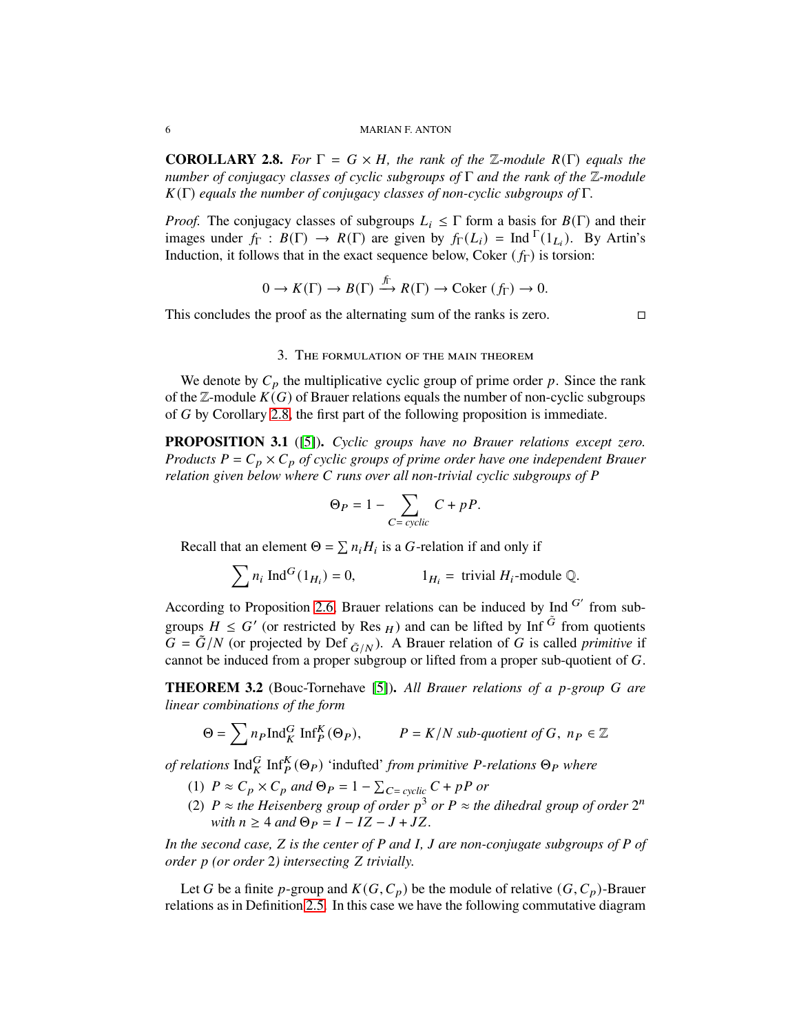**COROLLARY 2.8.** *For $\Gamma = G \times H$, the rank of the $\mathbb{Z}$-module $R(\Gamma)$ equals the number of conjugacy classes of cyclic subgroups of $\Gamma$ and the rank of the $\mathbb{Z}$-module $K(\Gamma)$ equals the number of conjugacy classes of non-cyclic subgroups of $\Gamma$.*

*Proof.* The conjugacy classes of subgroups $L_i \leq \Gamma$ form a basis for $B(\Gamma)$ and their images under $f_\Gamma : B(\Gamma) \to R(\Gamma)$ are given by $f_\Gamma(L_i) = \mathrm{Ind}^{\Gamma}(1_{L_i})$. By Artin's Induction, it follows that in the exact sequence below, Coker $(f_\Gamma)$ is torsion:

$$0 \to K(\Gamma) \to B(\Gamma) \xrightarrow{f_\Gamma} R(\Gamma) \to \mathrm{Coker}\,(f_\Gamma) \to 0.$$

This concludes the proof as the alternating sum of the ranks is zero. □

## 3. The formulation of the main theorem

We denote by $C_p$ the multiplicative cyclic group of prime order $p$. Since the rank of the $\mathbb{Z}$-module $K(G)$ of Brauer relations equals the number of non-cyclic subgroups of $G$ by Corollary 2.8, the first part of the following proposition is immediate.

**PROPOSITION 3.1** ([5]). *Cyclic groups have no Brauer relations except zero. Products $P = C_p \times C_p$ of cyclic groups of prime order have one independent Brauer relation given below where $C$ runs over all non-trivial cyclic subgroups of $P$*

$$\Theta_P = 1 - \sum_{C = \text{ cyclic}} C + pP.$$

Recall that an element $\Theta = \sum n_i H_i$ is a $G$-relation if and only if

$$\sum n_i \,\mathrm{Ind}^G(1_{H_i}) = 0, \qquad\qquad 1_{H_i} = \text{ trivial } H_i\text{-module } \mathbb{Q}.$$

According to Proposition 2.6, Brauer relations can be induced by $\mathrm{Ind}^{G'}$ from subgroups $H \leq G'$ (or restricted by $\mathrm{Res}_H$) and can be lifted by $\mathrm{Inf}^{\tilde{G}}$ from quotients $G = \tilde{G}/N$ (or projected by $\mathrm{Def}_{\tilde{G}/N}$). A Brauer relation of $G$ is called *primitive* if cannot be induced from a proper subgroup or lifted from a proper sub-quotient of $G$.

**THEOREM 3.2** (Bouc-Tornehave [5]). *All Brauer relations of a $p$-group $G$ are linear combinations of the form*

$$\Theta = \sum n_P \mathrm{Ind}_K^G\, \mathrm{Inf}_P^K(\Theta_P), \qquad P = K/N \textit{ sub-quotient of } G,\ n_P \in \mathbb{Z}$$

*of relations $\mathrm{Ind}_K^G\, \mathrm{Inf}_P^K(\Theta_P)$ 'indufted' from primitive $P$-relations $\Theta_P$ where*

1. *$P \approx C_p \times C_p$ and $\Theta_P = 1 - \sum_{C = \text{ cyclic}} C + pP$ or*
2. *$P \approx$ the Heisenberg group of order $p^3$ or $P \approx$ the dihedral group of order $2^n$ with $n \geq 4$ and $\Theta_P = I - IZ - J + JZ$.*

*In the second case, $Z$ is the center of $P$ and $I$, $J$ are non-conjugate subgroups of $P$ of order $p$ (or order 2) intersecting $Z$ trivially.*

Let $G$ be a finite $p$-group and $K(G, C_p)$ be the module of relative $(G, C_p)$-Brauer relations as in Definition 2.5. In this case we have the following commutative diagram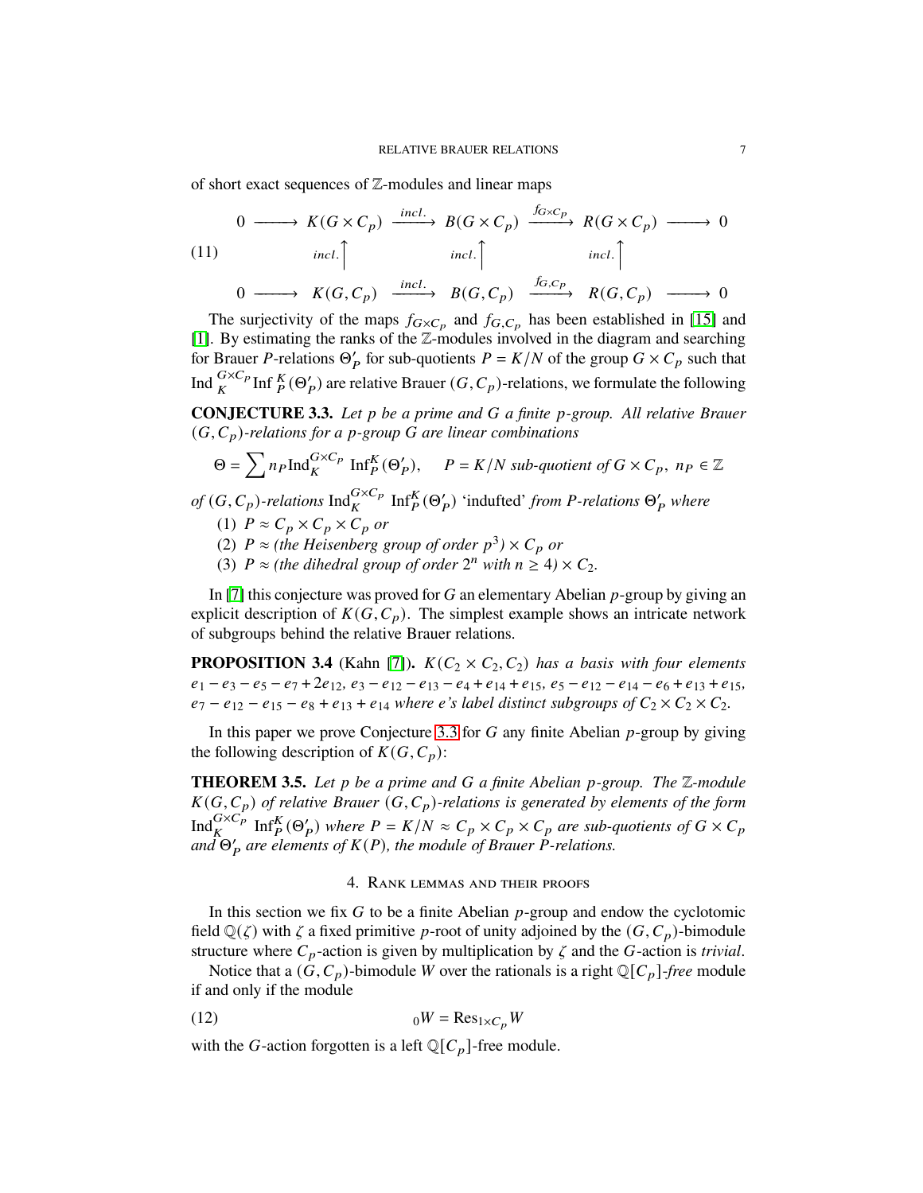of short exact sequences of $\mathbb{Z}$-modules and linear maps

$$
\begin{array}{ccccccccc}
0 & \longrightarrow & K(G\times C_p) & \xrightarrow{incl.} & B(G\times C_p) & \xrightarrow{f_{G\times C_p}} & R(G\times C_p) & \longrightarrow & 0 \\
 & & {\scriptstyle incl.}\uparrow & & {\scriptstyle incl.}\uparrow & & {\scriptstyle incl.}\uparrow & & \\
0 & \longrightarrow & K(G,C_p) & \xrightarrow{incl.} & B(G,C_p) & \xrightarrow{f_{G,C_p}} & R(G,C_p) & \longrightarrow & 0
\end{array} \tag{11}
$$

The surjectivity of the maps $f_{G\times C_p}$ and $f_{G,C_p}$ has been established in [15] and [1]. By estimating the ranks of the $\mathbb{Z}$-modules involved in the diagram and searching for Brauer $P$-relations $\Theta'_P$ for sub-quotients $P = K/N$ of the group $G\times C_p$ such that $\mathrm{Ind}_K^{G\times C_p}\mathrm{Inf}_P^K(\Theta'_P)$ are relative Brauer $(G,C_p)$-relations, we formulate the following

**CONJECTURE 3.3.** *Let $p$ be a prime and $G$ a finite $p$-group. All relative Brauer $(G,C_p)$-relations for a $p$-group $G$ are linear combinations*

$$\Theta = \sum n_P \mathrm{Ind}_K^{G\times C_p}\ \mathrm{Inf}_P^K(\Theta'_P), \qquad P = K/N \text{ sub-quotient of } G\times C_p,\ n_P\in\mathbb{Z}$$

*of $(G,C_p)$-relations $\mathrm{Ind}_K^{G\times C_p}\ \mathrm{Inf}_P^K(\Theta'_P)$ 'indufted' from $P$-relations $\Theta'_P$ where*

1. *$P \approx C_p\times C_p\times C_p$ or*
2. *$P \approx$ (the Heisenberg group of order $p^3$) $\times\, C_p$ or*
3. *$P \approx$ (the dihedral group of order $2^n$ with $n\geq 4$) $\times\, C_2$.*

In [7] this conjecture was proved for $G$ an elementary Abelian $p$-group by giving an explicit description of $K(G,C_p)$. The simplest example shows an intricate network of subgroups behind the relative Brauer relations.

**PROPOSITION 3.4** (Kahn [7])**.** *$K(C_2\times C_2, C_2)$ has a basis with four elements $e_1 - e_3 - e_5 - e_7 + 2e_{12}$, $e_3 - e_{12} - e_{13} - e_4 + e_{14} + e_{15}$, $e_5 - e_{12} - e_{14} - e_6 + e_{13} + e_{15}$, $e_7 - e_{12} - e_{15} - e_8 + e_{13} + e_{14}$ where $e$'s label distinct subgroups of $C_2\times C_2\times C_2$.*

In this paper we prove Conjecture 3.3 for $G$ any finite Abelian $p$-group by giving the following description of $K(G,C_p)$:

**THEOREM 3.5.** *Let $p$ be a prime and $G$ a finite Abelian $p$-group. The $\mathbb{Z}$-module $K(G,C_p)$ of relative Brauer $(G,C_p)$-relations is generated by elements of the form $\mathrm{Ind}_K^{G\times C_p}\ \mathrm{Inf}_P^K(\Theta'_P)$ where $P = K/N \approx C_p\times C_p\times C_p$ are sub-quotients of $G\times C_p$ and $\Theta'_P$ are elements of $K(P)$, the module of Brauer $P$-relations.*

## 4. Rank lemmas and their proofs

In this section we fix $G$ to be a finite Abelian $p$-group and endow the cyclotomic field $\mathbb{Q}(\zeta)$ with $\zeta$ a fixed primitive $p$-root of unity adjoined by the $(G,C_p)$-bimodule structure where $C_p$-action is given by multiplication by $\zeta$ and the $G$-action is *trivial*.

Notice that a $(G,C_p)$-bimodule $W$ over the rationals is a right $\mathbb{Q}[C_p]$-*free* module if and only if the module

$$ {}_0W = \mathrm{Res}_{1\times C_p} W \tag{12}$$

with the $G$-action forgotten is a left $\mathbb{Q}[C_p]$-free module.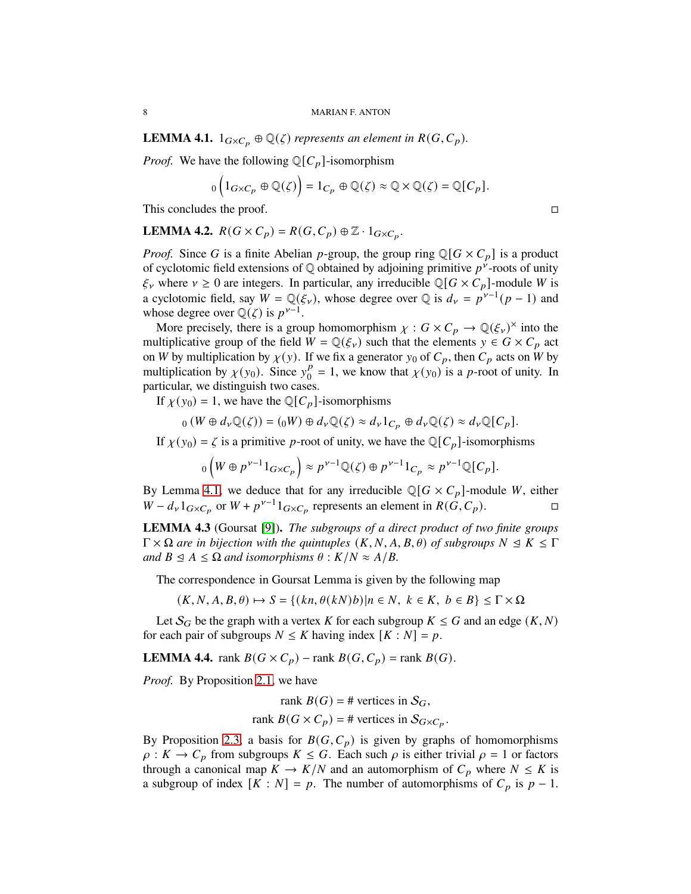**LEMMA 4.1.** *$1_{G\times C_p} \oplus \mathbb{Q}(\zeta)$ represents an element in $R(G, C_p)$.*

*Proof.* We have the following $\mathbb{Q}[C_p]$-isomorphism

$$_0\left(1_{G\times C_p} \oplus \mathbb{Q}(\zeta)\right) = 1_{C_p} \oplus \mathbb{Q}(\zeta) \approx \mathbb{Q} \times \mathbb{Q}(\zeta) = \mathbb{Q}[C_p].$$

This concludes the proof. □

**LEMMA 4.2.** $R(G \times C_p) = R(G, C_p) \oplus \mathbb{Z} \cdot 1_{G\times C_p}$.

*Proof.* Since $G$ is a finite Abelian $p$-group, the group ring $\mathbb{Q}[G \times C_p]$ is a product of cyclotomic field extensions of $\mathbb{Q}$ obtained by adjoining primitive $p^\nu$-roots of unity $\xi_\nu$ where $\nu \geq 0$ are integers. In particular, any irreducible $\mathbb{Q}[G \times C_p]$-module $W$ is a cyclotomic field, say $W = \mathbb{Q}(\xi_\nu)$, whose degree over $\mathbb{Q}$ is $d_\nu = p^{\nu-1}(p-1)$ and whose degree over $\mathbb{Q}(\zeta)$ is $p^{\nu-1}$.

More precisely, there is a group homomorphism $\chi : G \times C_p \to \mathbb{Q}(\xi_\nu)^\times$ into the multiplicative group of the field $W = \mathbb{Q}(\xi_\nu)$ such that the elements $y \in G \times C_p$ act on $W$ by multiplication by $\chi(y)$. If we fix a generator $y_0$ of $C_p$, then $C_p$ acts on $W$ by multiplication by $\chi(y_0)$. Since $y_0^p = 1$, we know that $\chi(y_0)$ is a $p$-root of unity. In particular, we distinguish two cases.

If $\chi(y_0) = 1$, we have the $\mathbb{Q}[C_p]$-isomorphisms

$$_0\left(W \oplus d_\nu \mathbb{Q}(\zeta)\right) = ({}_0W) \oplus d_\nu \mathbb{Q}(\zeta) \approx d_\nu 1_{C_p} \oplus d_\nu \mathbb{Q}(\zeta) \approx d_\nu \mathbb{Q}[C_p].$$

If $\chi(y_0) = \zeta$ is a primitive $p$-root of unity, we have the $\mathbb{Q}[C_p]$-isomorphisms

$$_0\left(W \oplus p^{\nu-1} 1_{G\times C_p}\right) \approx p^{\nu-1}\mathbb{Q}(\zeta) \oplus p^{\nu-1} 1_{C_p} \approx p^{\nu-1}\mathbb{Q}[C_p].$$

By Lemma 4.1, we deduce that for any irreducible $\mathbb{Q}[G \times C_p]$-module $W$, either $W - d_\nu 1_{G\times C_p}$ or $W + p^{\nu-1} 1_{G\times C_p}$ represents an element in $R(G, C_p)$. □

**LEMMA 4.3** (Goursat [9]). *The subgroups of a direct product of two finite groups $\Gamma \times \Omega$ are in bijection with the quintuples $(K, N, A, B, \theta)$ of subgroups $N \trianglelefteq K \leq \Gamma$ and $B \trianglelefteq A \leq \Omega$ and isomorphisms $\theta : K/N \approx A/B$.*

The correspondence in Goursat Lemma is given by the following map

$$(K, N, A, B, \theta) \mapsto S = \{(kn, \theta(kN)b) | n \in N,\ k \in K,\ b \in B\} \leq \Gamma \times \Omega$$

Let $\mathcal{S}_G$ be the graph with a vertex $K$ for each subgroup $K \leq G$ and an edge $(K, N)$ for each pair of subgroups $N \leq K$ having index $[K : N] = p$.

**LEMMA 4.4.** rank $B(G \times C_p)$ − rank $B(G, C_p)$ = rank $B(G)$.

*Proof.* By Proposition 2.1, we have

$$\text{rank } B(G) = \#\text{ vertices in } \mathcal{S}_G,$$
$$\text{rank } B(G \times C_p) = \#\text{ vertices in } \mathcal{S}_{G\times C_p}.$$

By Proposition 2.3, a basis for $B(G, C_p)$ is given by graphs of homomorphisms $\rho : K \to C_p$ from subgroups $K \leq G$. Each such $\rho$ is either trivial $\rho = 1$ or factors through a canonical map $K \to K/N$ and an automorphism of $C_p$ where $N \leq K$ is a subgroup of index $[K : N] = p$. The number of automorphisms of $C_p$ is $p - 1$.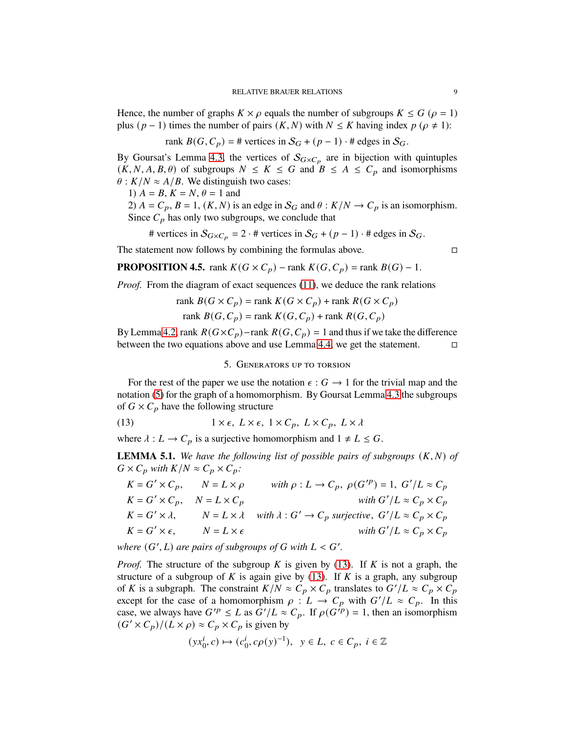Hence, the number of graphs $K \times \rho$ equals the number of subgroups $K \leq G$ ($\rho = 1$) plus $(p-1)$ times the number of pairs $(K, N)$ with $N \leq K$ having index $p$ ($\rho \neq 1$):

$$\text{rank } B(G, C_p) = \#\text{ vertices in } \mathcal{S}_G + (p-1) \cdot \#\text{ edges in } \mathcal{S}_G.$$

By Goursat's Lemma 4.3, the vertices of $\mathcal{S}_{G \times C_p}$ are in bijection with quintuples $(K, N, A, B, \theta)$ of subgroups $N \leq K \leq G$ and $B \leq A \leq C_p$ and isomorphisms $\theta : K/N \approx A/B$. We distinguish two cases:

1) $A = B$, $K = N$, $\theta = 1$ and

2) $A = C_p$, $B = 1$, $(K, N)$ is an edge in $\mathcal{S}_G$ and $\theta : K/N \to C_p$ is an isomorphism.

Since $C_p$ has only two subgroups, we conclude that

$$\#\text{ vertices in } \mathcal{S}_{G \times C_p} = 2 \cdot \#\text{ vertices in } \mathcal{S}_G + (p-1) \cdot \#\text{ edges in } \mathcal{S}_G.$$

The statement now follows by combining the formulas above. $\square$

**PROPOSITION 4.5.** rank $K(G \times C_p) -$ rank $K(G, C_p) =$ rank $B(G) - 1$.

*Proof.* From the diagram of exact sequences (11), we deduce the rank relations

$$\text{rank } B(G \times C_p) = \text{rank } K(G \times C_p) + \text{rank } R(G \times C_p)$$
$$\text{rank } B(G, C_p) = \text{rank } K(G, C_p) + \text{rank } R(G, C_p)$$

By Lemma 4.2, rank $R(G \times C_p) -$ rank $R(G, C_p) = 1$ and thus if we take the difference between the two equations above and use Lemma 4.4, we get the statement. $\square$

## 5. Generators up to torsion

For the rest of the paper we use the notation $\epsilon : G \to 1$ for the trivial map and the notation (5) for the graph of a homomorphism. By Goursat Lemma 4.3 the subgroups of $G \times C_p$ have the following structure

$$1 \times \epsilon,\ L \times \epsilon,\ 1 \times C_p,\ L \times C_p,\ L \times \lambda \tag{13}$$

where $\lambda : L \to C_p$ is a surjective homomorphism and $1 \neq L \leq G$.

**LEMMA 5.1.** *We have the following list of possible pairs of subgroups $(K, N)$ of $G \times C_p$ with $K/N \approx C_p \times C_p$:*

$$\begin{array}{lll}
K = G' \times C_p, & N = L \times \rho & \text{with } \rho : L \to C_p,\ \rho(G'^p) = 1,\ G'/L \approx C_p \\
K = G' \times C_p, & N = L \times C_p & \text{with } G'/L \approx C_p \times C_p \\
K = G' \times \lambda, & N = L \times \lambda & \text{with } \lambda : G' \to C_p \text{ surjective},\ G'/L \approx C_p \times C_p \\
K = G' \times \epsilon, & N = L \times \epsilon & \text{with } G'/L \approx C_p \times C_p
\end{array}$$

*where $(G', L)$ are pairs of subgroups of $G$ with $L < G'$.*

*Proof.* The structure of the subgroup $K$ is given by (13). If $K$ is not a graph, the structure of a subgroup of $K$ is again give by (13). If $K$ is a graph, any subgroup of $K$ is a subgraph. The constraint $K/N \approx C_p \times C_p$ translates to $G'/L \approx C_p \times C_p$ except for the case of a homomorphism $\rho : L \to C_p$ with $G'/L \approx C_p$. In this case, we always have $G'^p \leq L$ as $G'/L \approx C_p$. If $\rho(G'^p) = 1$, then an isomorphism $(G' \times C_p)/(L \times \rho) \approx C_p \times C_p$ is given by

$$(yx_0^i, c) \mapsto (c_0^i, c\rho(y)^{-1}),\quad y \in L,\ c \in C_p,\ i \in \mathbb{Z}$$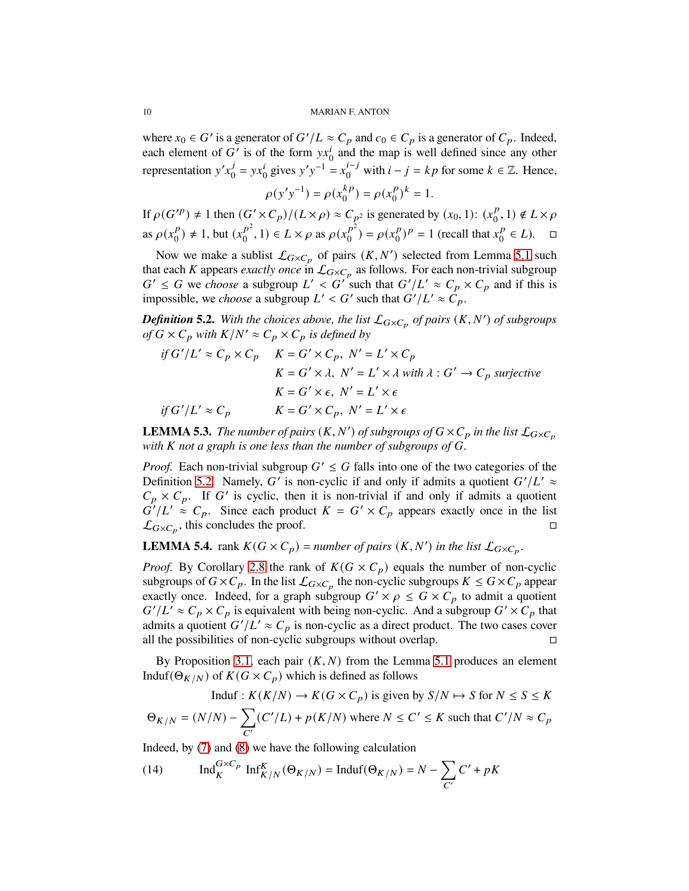where $x_0 \in G'$ is a generator of $G'/L \approx C_p$ and $c_0 \in C_p$ is a generator of $C_p$. Indeed, each element of $G'$ is of the form $yx_0^i$ and the map is well defined since any other representation $y'x_0^j = yx_0^i$ gives $y'y^{-1} = x_0^{i-j}$ with $i - j = kp$ for some $k \in \mathbb{Z}$. Hence,

$$\rho(y'y^{-1}) = \rho(x_0^{kp}) = \rho(x_0^p)^k = 1.$$

If $\rho(G'^p) \neq 1$ then $(G' \times C_p)/(L \times \rho) \approx C_{p^2}$ is generated by $(x_0, 1)$: $(x_0^p, 1) \notin L \times \rho$ as $\rho(x_0^p) \neq 1$, but $(x_0^{p^2}, 1) \in L \times \rho$ as $\rho(x_0^{p^2}) = \rho(x_0^p)^p = 1$ (recall that $x_0^p \in L$). $\square$

Now we make a sublist $\mathcal{L}_{G\times C_p}$ of pairs $(K, N')$ selected from Lemma 5.1 such that each $K$ appears *exactly once* in $\mathcal{L}_{G\times C_p}$ as follows. For each non-trivial subgroup $G' \leq G$ we *choose* a subgroup $L' < G'$ such that $G'/L' \approx C_p \times C_p$ and if this is impossible, we *choose* a subgroup $L' < G'$ such that $G'/L' \approx C_p$.

***Definition* 5.2.** *With the choices above, the list $\mathcal{L}_{G\times C_p}$ of pairs $(K, N')$ of subgroups of $G \times C_p$ with $K/N' \approx C_p \times C_p$ is defined by*

$$\begin{array}{ll} \text{if } G'/L' \approx C_p \times C_p & K = G' \times C_p,\ N' = L' \times C_p \\ & K = G' \times \lambda,\ N' = L' \times \lambda \text{ with } \lambda : G' \to C_p \text{ surjective} \\ & K = G' \times \epsilon,\ N' = L' \times \epsilon \\ \text{if } G'/L' \approx C_p & K = G' \times C_p,\ N' = L' \times \epsilon \end{array}$$

**LEMMA 5.3.** *The number of pairs $(K, N')$ of subgroups of $G \times C_p$ in the list $\mathcal{L}_{G\times C_p}$ with $K$ not a graph is one less than the number of subgroups of $G$.*

*Proof.* Each non-trivial subgroup $G' \leq G$ falls into one of the two categories of the Definition 5.2. Namely, $G'$ is non-cyclic if and only if admits a quotient $G'/L' \approx C_p \times C_p$. If $G'$ is cyclic, then it is non-trivial if and only if admits a quotient $G'/L' \approx C_p$. Since each product $K = G' \times C_p$ appears exactly once in the list $\mathcal{L}_{G\times C_p}$, this concludes the proof. $\square$

**LEMMA 5.4.** rank $K(G \times C_p) =$ *number of pairs $(K, N')$ in the list $\mathcal{L}_{G\times C_p}$.*

*Proof.* By Corollary 2.8 the rank of $K(G \times C_p)$ equals the number of non-cyclic subgroups of $G \times C_p$. In the list $\mathcal{L}_{G\times C_p}$ the non-cyclic subgroups $K \leq G \times C_p$ appear exactly once. Indeed, for a graph subgroup $G' \times \rho \leq G \times C_p$ to admit a quotient $G'/L' \approx C_p \times C_p$ is equivalent with being non-cyclic. And a subgroup $G' \times C_p$ that admits a quotient $G'/L' \approx C_p$ is non-cyclic as a direct product. The two cases cover all the possibilities of non-cyclic subgroups without overlap. $\square$

By Proposition 3.1, each pair $(K, N)$ from the Lemma 5.1 produces an element $\mathrm{Induf}(\Theta_{K/N})$ of $K(G \times C_p)$ which is defined as follows

$$\mathrm{Induf} : K(K/N) \to K(G \times C_p) \text{ is given by } S/N \mapsto S \text{ for } N \leq S \leq K$$

$$\Theta_{K/N} = (N/N) - \sum_{C'} (C'/L) + p(K/N) \text{ where } N \leq C' \leq K \text{ such that } C'/N \approx C_p$$

Indeed, by (7) and (8) we have the following calculation

$$\mathrm{Ind}_K^{G\times C_p} \mathrm{Inf}_{K/N}^K(\Theta_{K/N}) = \mathrm{Induf}(\Theta_{K/N}) = N - \sum_{C'} C' + pK \tag{14}$$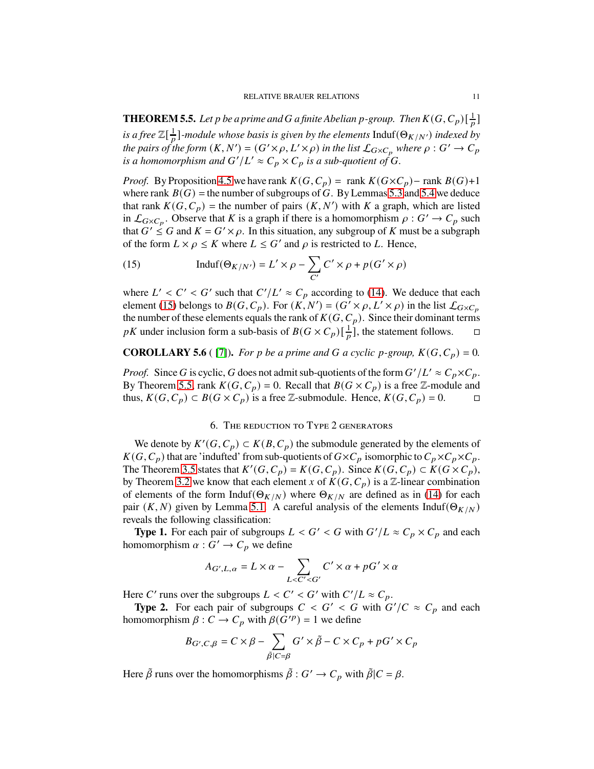**THEOREM 5.5.** *Let $p$ be a prime and $G$ a finite Abelian $p$-group. Then $K(G, C_p)[\frac{1}{p}]$ is a free $\mathbb{Z}[\frac{1}{p}]$-module whose basis is given by the elements $\mathrm{Induf}(\Theta_{K/N'})$ indexed by the pairs of the form $(K, N') = (G'\times\rho, L'\times\rho)$ in the list $\mathcal{L}_{G\times C_p}$ where $\rho : G' \to C_p$ is a homomorphism and $G'/L' \approx C_p \times C_p$ is a sub-quotient of $G$.*

*Proof.* By Proposition 4.5 we have rank $K(G, C_p) =$ rank $K(G\times C_p)-$ rank $B(G)+1$ where rank $B(G) =$ the number of subgroups of $G$. By Lemmas 5.3 and 5.4 we deduce that rank $K(G, C_p) =$ the number of pairs $(K, N')$ with $K$ a graph, which are listed in $\mathcal{L}_{G\times C_p}$. Observe that $K$ is a graph if there is a homomorphism $\rho : G' \to C_p$ such that $G' \leq G$ and $K = G'\times\rho$. In this situation, any subgroup of $K$ must be a subgraph of the form $L \times \rho \leq K$ where $L \leq G'$ and $\rho$ is restricted to $L$. Hence,

$$\mathrm{Induf}(\Theta_{K/N'}) = L' \times \rho - \sum_{C'} C' \times \rho + p(G' \times \rho) \tag{15}$$

where $L' < C' < G'$ such that $C'/L' \approx C_p$ according to (14). We deduce that each element (15) belongs to $B(G, C_p)$. For $(K, N') = (G' \times \rho, L' \times \rho)$ in the list $\mathcal{L}_{G\times C_p}$ the number of these elements equals the rank of $K(G, C_p)$. Since their dominant terms $pK$ under inclusion form a sub-basis of $B(G \times C_p)[\frac{1}{p}]$, the statement follows. □

**COROLLARY 5.6** ( [7]). *For $p$ be a prime and $G$ a cyclic $p$-group, $K(G, C_p) = 0$.*

*Proof.* Since $G$ is cyclic, $G$ does not admit sub-quotients of the form $G'/L' \approx C_p\times C_p$. By Theorem 5.5, rank $K(G, C_p) = 0$. Recall that $B(G \times C_p)$ is a free $\mathbb{Z}$-module and thus, $K(G, C_p) \subset B(G \times C_p)$ is a free $\mathbb{Z}$-submodule. Hence, $K(G, C_p) = 0$. □

## 6. The reduction to Type 2 generators

We denote by $K'(G, C_p) \subset K(B, C_p)$ the submodule generated by the elements of $K(G, C_p)$ that are 'indufted' from sub-quotients of $G\times C_p$ isomorphic to $C_p\times C_p\times C_p$. The Theorem 3.5 states that $K'(G, C_p) = K(G, C_p)$. Since $K(G, C_p) \subset K(G \times C_p)$, by Theorem 3.2 we know that each element $x$ of $K(G, C_p)$ is a $\mathbb{Z}$-linear combination of elements of the form $\mathrm{Induf}(\Theta_{K/N})$ where $\Theta_{K/N}$ are defined as in (14) for each pair $(K, N)$ given by Lemma 5.1. A careful analysis of the elements $\mathrm{Induf}(\Theta_{K/N})$ reveals the following classification:

**Type 1.** For each pair of subgroups $L < G' < G$ with $G'/L \approx C_p \times C_p$ and each homomorphism $\alpha : G' \to C_p$ we define

$$A_{G',L,\alpha} = L \times \alpha - \sum_{L<C'<G'} C' \times \alpha + pG' \times \alpha$$

Here $C'$ runs over the subgroups $L < C' < G'$ with $C'/L \approx C_p$.

**Type 2.** For each pair of subgroups $C < G' < G$ with $G'/C \approx C_p$ and each homomorphism $\beta : C \to C_p$ with $\beta(G'^p) = 1$ we define

$$B_{G',C,\beta} = C \times \beta - \sum_{\tilde{\beta}|C=\beta} G' \times \tilde{\beta} - C \times C_p + pG' \times C_p$$

Here $\tilde{\beta}$ runs over the homomorphisms $\tilde{\beta} : G' \to C_p$ with $\tilde{\beta}|C = \beta$.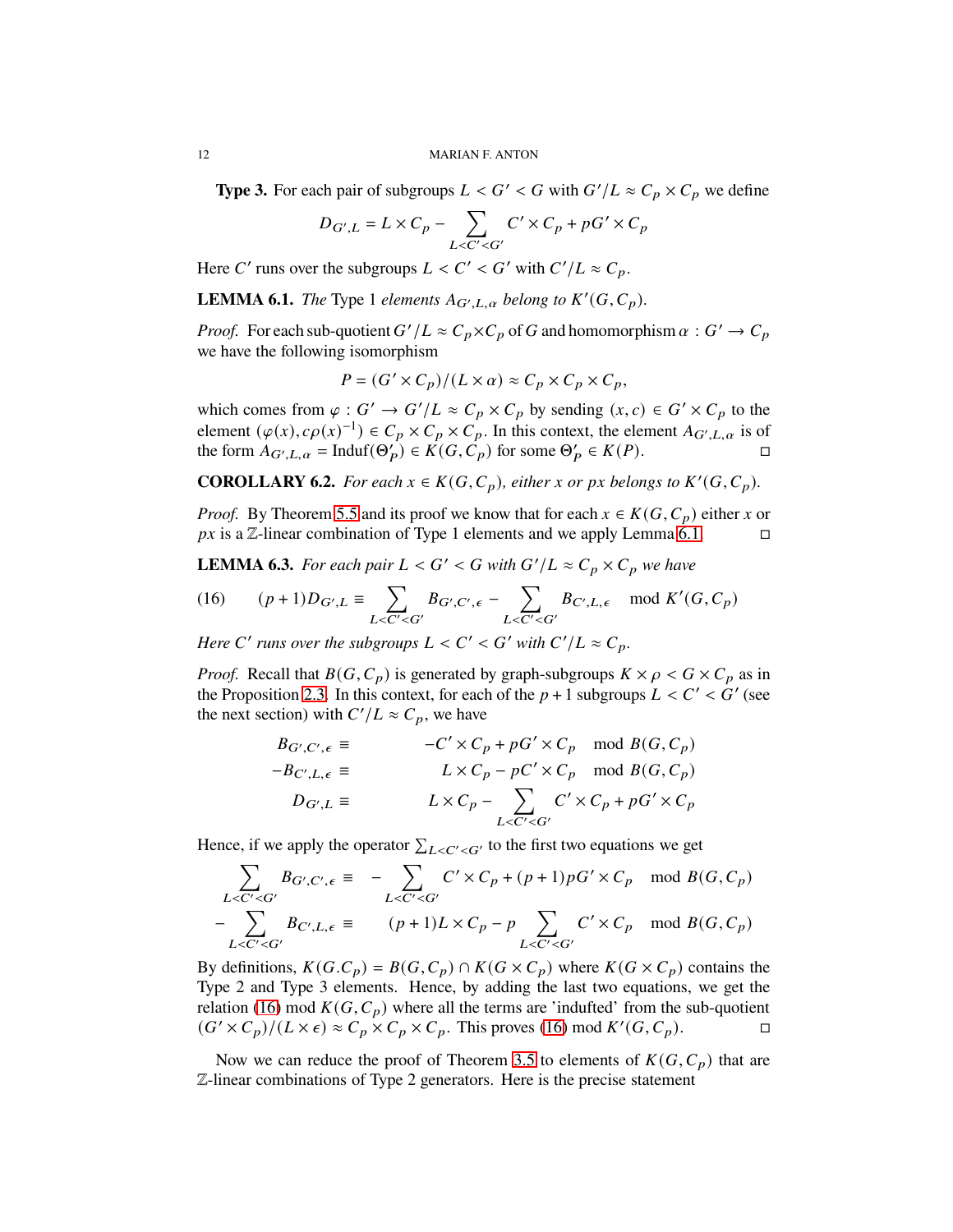**Type 3.** For each pair of subgroups $L < G' < G$ with $G'/L \approx C_p \times C_p$ we define

$$D_{G',L} = L \times C_p - \sum_{L<C'<G'} C' \times C_p + pG' \times C_p$$

Here $C'$ runs over the subgroups $L < C' < G'$ with $C'/L \approx C_p$.

**LEMMA 6.1.** *The* Type 1 *elements $A_{G',L,\alpha}$ belong to $K'(G, C_p)$.*

*Proof.* For each sub-quotient $G'/L \approx C_p \times C_p$ of $G$ and homomorphism $\alpha : G' \to C_p$ we have the following isomorphism

$$P = (G' \times C_p)/(L \times \alpha) \approx C_p \times C_p \times C_p,$$

which comes from $\varphi : G' \to G'/L \approx C_p \times C_p$ by sending $(x, c) \in G' \times C_p$ to the element $(\varphi(x), c\rho(x)^{-1}) \in C_p \times C_p \times C_p$. In this context, the element $A_{G',L,\alpha}$ is of the form $A_{G',L,\alpha} = \text{Induf}(\Theta'_P) \in K(G, C_p)$ for some $\Theta'_P \in K(P)$. □

**COROLLARY 6.2.** *For each $x \in K(G, C_p)$, either $x$ or $px$ belongs to $K'(G, C_p)$.*

*Proof.* By Theorem 5.5 and its proof we know that for each $x \in K(G, C_p)$ either $x$ or $px$ is a $\mathbb{Z}$-linear combination of Type 1 elements and we apply Lemma 6.1. □

**LEMMA 6.3.** *For each pair $L < G' < G$ with $G'/L \approx C_p \times C_p$ we have*

$$(16) \qquad (p + 1)D_{G',L} \equiv \sum_{L<C'<G'} B_{G',C',\epsilon} - \sum_{L<C'<G'} B_{C',L,\epsilon} \mod K'(G, C_p)$$

*Here $C'$ runs over the subgroups $L < C' < G'$ with $C'/L \approx C_p$.*

*Proof.* Recall that $B(G, C_p)$ is generated by graph-subgroups $K \times \rho < G \times C_p$ as in the Proposition 2.3. In this context, for each of the $p + 1$ subgroups $L < C' < G'$ (see the next section) with $C'/L \approx C_p$, we have

$$\begin{aligned}
B_{G',C',\epsilon} &\equiv \quad -C' \times C_p + pG' \times C_p \mod B(G, C_p) \\
-B_{C',L,\epsilon} &\equiv \quad L \times C_p - pC' \times C_p \mod B(G, C_p) \\
D_{G',L} &\equiv \quad L \times C_p - \sum_{L<C'<G'} C' \times C_p + pG' \times C_p
\end{aligned}$$

Hence, if we apply the operator $\sum_{L<C'<G'}$ to the first two equations we get

$$\begin{aligned}
\sum_{L<C'<G'} B_{G',C',\epsilon} &\equiv \; - \sum_{L<C'<G'} C' \times C_p + (p + 1)pG' \times C_p \mod B(G, C_p) \\
-\sum_{L<C'<G'} B_{C',L,\epsilon} &\equiv \; (p + 1)L \times C_p - p \sum_{L<C'<G'} C' \times C_p \mod B(G, C_p)
\end{aligned}$$

By definitions, $K(G.C_p) = B(G, C_p) \cap K(G \times C_p)$ where $K(G \times C_p)$ contains the Type 2 and Type 3 elements. Hence, by adding the last two equations, we get the relation (16) mod $K(G, C_p)$ where all the terms are 'indufted' from the sub-quotient $(G' \times C_p)/(L \times \epsilon) \approx C_p \times C_p \times C_p$. This proves (16) mod $K'(G, C_p)$. □

Now we can reduce the proof of Theorem 3.5 to elements of $K(G, C_p)$ that are $\mathbb{Z}$-linear combinations of Type 2 generators. Here is the precise statement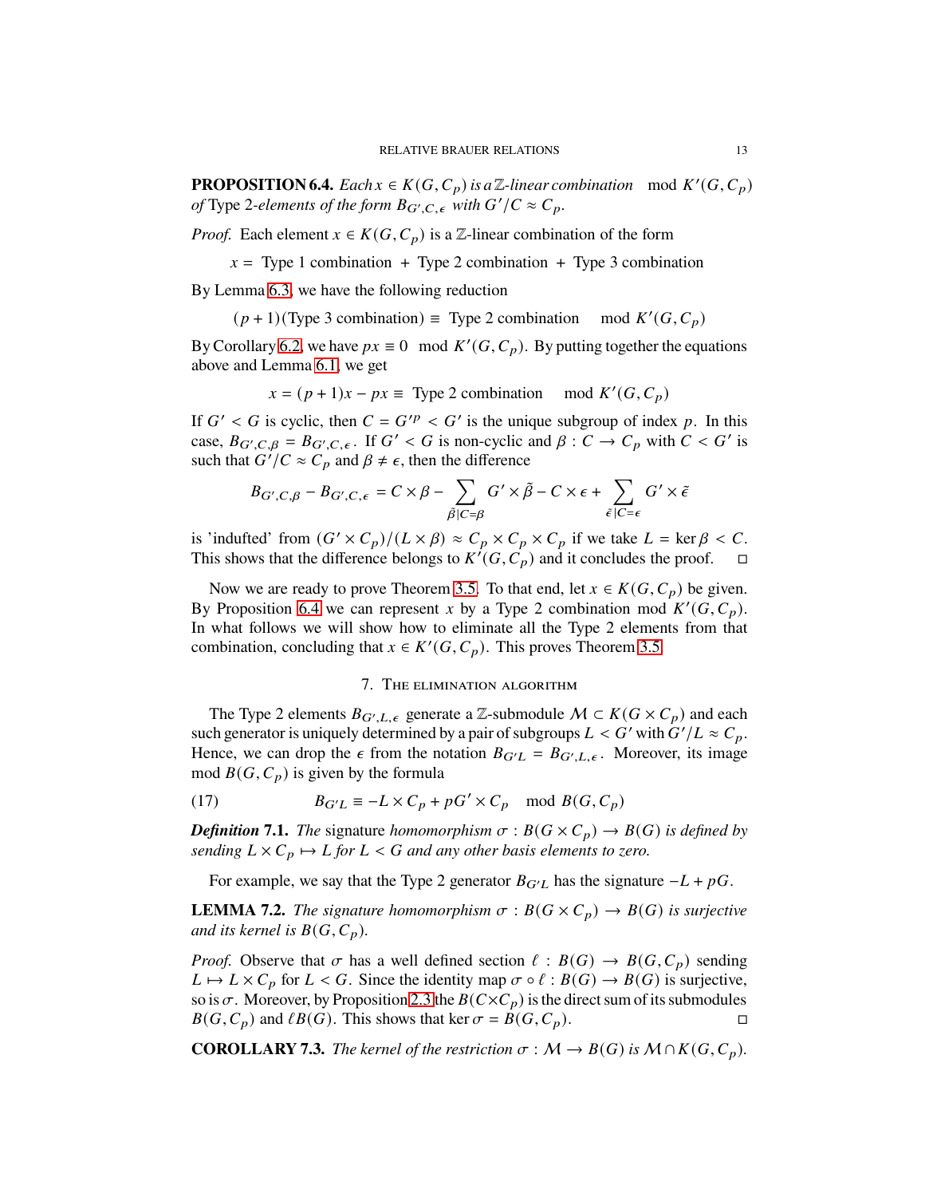**PROPOSITION 6.4.** *Each $x \in K(G, C_p)$ is a $\mathbb{Z}$-linear combination* $\mod K'(G, C_p)$ *of* Type 2*-elements of the form $B_{G',C,\epsilon}$ with $G'/C \approx C_p$.*

*Proof.* Each element $x \in K(G, C_p)$ is a $\mathbb{Z}$-linear combination of the form

$$x = \text{ Type 1 combination } + \text{ Type 2 combination } + \text{ Type 3 combination}$$

By Lemma 6.3, we have the following reduction

$$(p+1)(\text{Type 3 combination}) \equiv \text{ Type 2 combination} \mod K'(G, C_p)$$

By Corollary 6.2, we have $px \equiv 0 \mod K'(G, C_p)$. By putting together the equations above and Lemma 6.1, we get

$$x = (p+1)x - px \equiv \text{ Type 2 combination} \mod K'(G, C_p)$$

If $G' < G$ is cyclic, then $C = G'^p < G'$ is the unique subgroup of index $p$. In this case, $B_{G',C,\beta} = B_{G',C,\epsilon}$. If $G' < G$ is non-cyclic and $\beta : C \to C_p$ with $C < G'$ is such that $G'/C \approx C_p$ and $\beta \neq \epsilon$, then the difference

$$B_{G',C,\beta} - B_{G',C,\epsilon} = C \times \beta - \sum_{\tilde{\beta}|C=\beta} G' \times \tilde{\beta} - C \times \epsilon + \sum_{\tilde{\epsilon}|C=\epsilon} G' \times \tilde{\epsilon}$$

is 'indufted' from $(G' \times C_p)/(L \times \beta) \approx C_p \times C_p \times C_p$ if we take $L = \ker \beta < C$. This shows that the difference belongs to $K'(G, C_p)$ and it concludes the proof. □

Now we are ready to prove Theorem 3.5. To that end, let $x \in K(G, C_p)$ be given. By Proposition 6.4 we can represent $x$ by a Type 2 combination mod $K'(G, C_p)$. In what follows we will show how to eliminate all the Type 2 elements from that combination, concluding that $x \in K'(G, C_p)$. This proves Theorem 3.5.

## 7. The elimination algorithm

The Type 2 elements $B_{G',L,\epsilon}$ generate a $\mathbb{Z}$-submodule $\mathcal{M} \subset K(G \times C_p)$ and each such generator is uniquely determined by a pair of subgroups $L < G'$ with $G'/L \approx C_p$. Hence, we can drop the $\epsilon$ from the notation $B_{G'L} = B_{G',L,\epsilon}$. Moreover, its image mod $B(G, C_p)$ is given by the formula

$$B_{G'L} \equiv -L \times C_p + pG' \times C_p \mod B(G, C_p) \tag{17}$$

***Definition* 7.1.** *The* signature *homomorphism $\sigma : B(G \times C_p) \to B(G)$ is defined by sending $L \times C_p \mapsto L$ for $L < G$ and any other basis elements to zero.*

For example, we say that the Type 2 generator $B_{G'L}$ has the signature $-L + pG$.

**LEMMA 7.2.** *The signature homomorphism $\sigma : B(G \times C_p) \to B(G)$ is surjective and its kernel is $B(G, C_p)$.*

*Proof.* Observe that $\sigma$ has a well defined section $\ell : B(G) \to B(G, C_p)$ sending $L \mapsto L \times C_p$ for $L < G$. Since the identity map $\sigma \circ \ell : B(G) \to B(G)$ is surjective, so is $\sigma$. Moreover, by Proposition 2.3 the $B(C \times C_p)$ is the direct sum of its submodules $B(G, C_p)$ and $\ell B(G)$. This shows that $\ker \sigma = B(G, C_p)$. □

**COROLLARY 7.3.** *The kernel of the restriction $\sigma : \mathcal{M} \to B(G)$ is $\mathcal{M} \cap K(G, C_p)$.*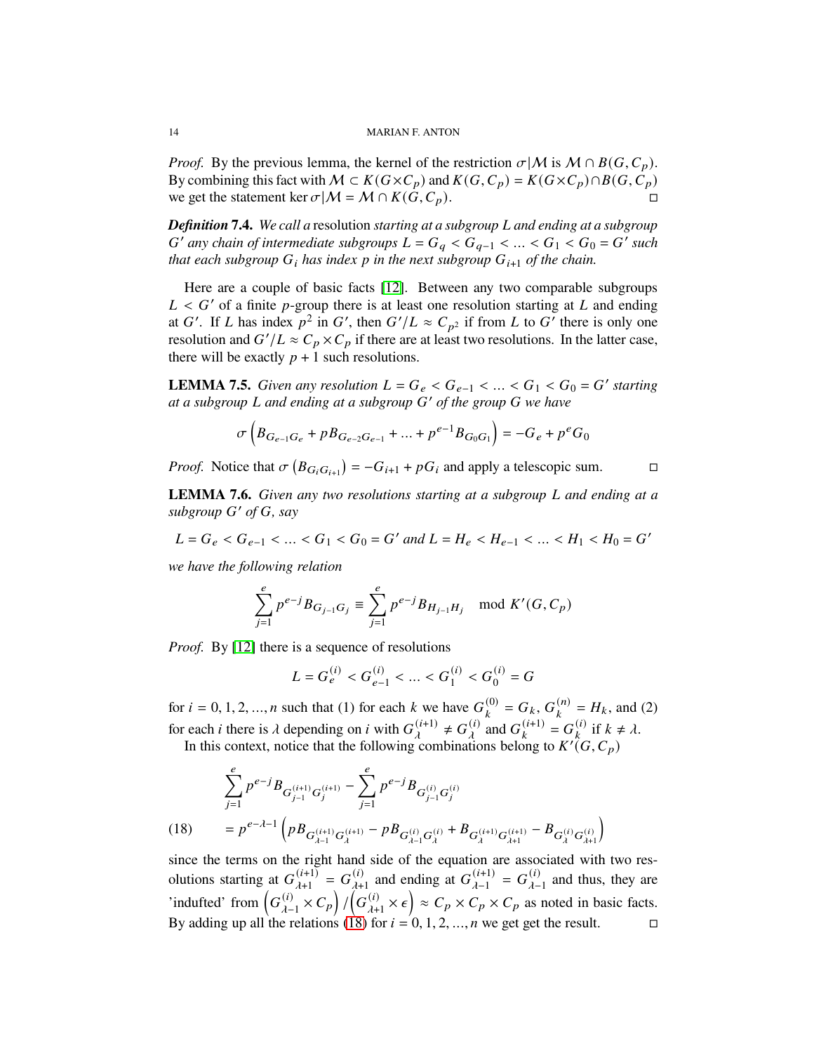*Proof.* By the previous lemma, the kernel of the restriction $\sigma|\mathcal{M}$ is $\mathcal{M} \cap B(G, C_p)$. By combining this fact with $\mathcal{M} \subset K(G\times C_p)$ and $K(G, C_p) = K(G\times C_p)\cap B(G, C_p)$ we get the statement $\ker \sigma|\mathcal{M} = \mathcal{M} \cap K(G, C_p)$. □

***Definition* 7.4.** *We call a* resolution *starting at a subgroup $L$ and ending at a subgroup $G'$ any chain of intermediate subgroups $L = G_q < G_{q-1} < \ldots < G_1 < G_0 = G'$ such that each subgroup $G_i$ has index $p$ in the next subgroup $G_{i+1}$ of the chain.*

Here are a couple of basic facts [12]. Between any two comparable subgroups $L < G'$ of a finite $p$-group there is at least one resolution starting at $L$ and ending at $G'$. If $L$ has index $p^2$ in $G'$, then $G'/L \approx C_{p^2}$ if from $L$ to $G'$ there is only one resolution and $G'/L \approx C_p \times C_p$ if there are at least two resolutions. In the latter case, there will be exactly $p + 1$ such resolutions.

**LEMMA 7.5.** *Given any resolution $L = G_e < G_{e-1} < \ldots < G_1 < G_0 = G'$ starting at a subgroup $L$ and ending at a subgroup $G'$ of the group $G$ we have*

$$\sigma\left(B_{G_{e-1}G_e} + pB_{G_{e-2}G_{e-1}} + \ldots + p^{e-1}B_{G_0G_1}\right) = -G_e + p^e G_0$$

*Proof.* Notice that $\sigma\left(B_{G_iG_{i+1}}\right) = -G_{i+1} + pG_i$ and apply a telescopic sum. □

**LEMMA 7.6.** *Given any two resolutions starting at a subgroup $L$ and ending at a subgroup $G'$ of $G$, say*

$$L = G_e < G_{e-1} < \ldots < G_1 < G_0 = G' \text{ and } L = H_e < H_{e-1} < \ldots < H_1 < H_0 = G'$$

*we have the following relation*

$$\sum_{j=1}^{e} p^{e-j} B_{G_{j-1}G_j} \equiv \sum_{j=1}^{e} p^{e-j} B_{H_{j-1}H_j} \mod K'(G, C_p)$$

*Proof.* By [12] there is a sequence of resolutions

$$L = G_e^{(i)} < G_{e-1}^{(i)} < \ldots < G_1^{(i)} < G_0^{(i)} = G$$

for $i = 0, 1, 2, \ldots, n$ such that (1) for each $k$ we have $G_k^{(0)} = G_k$, $G_k^{(n)} = H_k$, and (2) for each $i$ there is $\lambda$ depending on $i$ with $G_\lambda^{(i+1)} \neq G_\lambda^{(i)}$ and $G_k^{(i+1)} = G_k^{(i)}$ if $k \neq \lambda$.

In this context, notice that the following combinations belong to $K'(G, C_p)$

$$\begin{aligned} &\sum_{j=1}^{e} p^{e-j} B_{G_{j-1}^{(i+1)}G_j^{(i+1)}} - \sum_{j=1}^{e} p^{e-j} B_{G_{j-1}^{(i)}G_j^{(i)}} \\ (18) \qquad &= p^{e-\lambda-1}\left(pB_{G_{\lambda-1}^{(i+1)}G_\lambda^{(i+1)}} - pB_{G_{\lambda-1}^{(i)}G_\lambda^{(i)}} + B_{G_\lambda^{(i+1)}G_{\lambda+1}^{(i+1)}} - B_{G_\lambda^{(i)}G_{\lambda+1}^{(i)}}\right) \end{aligned}$$

since the terms on the right hand side of the equation are associated with two resolutions starting at $G_{\lambda+1}^{(i+1)} = G_{\lambda+1}^{(i)}$ and ending at $G_{\lambda-1}^{(i+1)} = G_{\lambda-1}^{(i)}$ and thus, they are 'indufted' from $\left(G_{\lambda-1}^{(i)} \times C_p\right) / \left(G_{\lambda+1}^{(i)} \times \epsilon\right) \approx C_p \times C_p \times C_p$ as noted in basic facts. By adding up all the relations (18) for $i = 0, 1, 2, \ldots, n$ we get get the result. □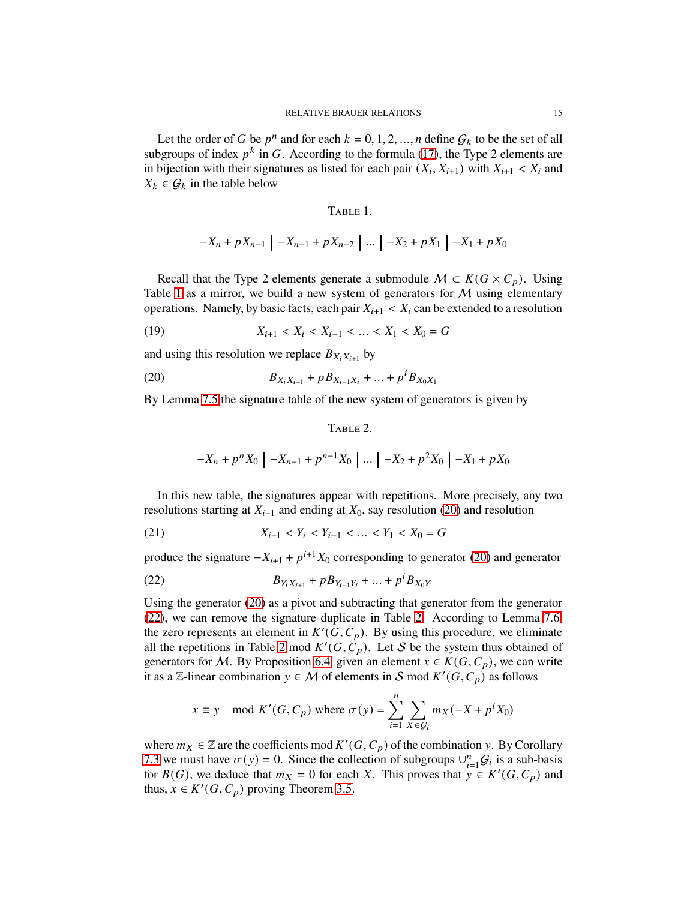Let the order of $G$ be $p^n$ and for each $k = 0, 1, 2, \ldots, n$ define $\mathcal{G}_k$ to be the set of all subgroups of index $p^k$ in $G$. According to the formula (17), the Type 2 elements are in bijection with their signatures as listed for each pair $(X_i, X_{i+1})$ with $X_{i+1} < X_i$ and $X_k \in \mathcal{G}_k$ in the table below

Table 1.

$$-X_n + pX_{n-1} \;\Big|\; -X_{n-1} + pX_{n-2} \;\Big|\; \ldots \;\Big|\; -X_2 + pX_1 \;\Big|\; -X_1 + pX_0$$

Recall that the Type 2 elements generate a submodule $\mathcal{M} \subset K(G \times C_p)$. Using Table 1 as a mirror, we build a new system of generators for $\mathcal{M}$ using elementary operations. Namely, by basic facts, each pair $X_{i+1} < X_i$ can be extended to a resolution

$$X_{i+1} < X_i < X_{i-1} < \ldots < X_1 < X_0 = G \tag{19}$$

and using this resolution we replace $B_{X_i X_{i+1}}$ by

$$B_{X_i X_{i+1}} + pB_{X_{i-1} X_i} + \ldots + p^i B_{X_0 X_1} \tag{20}$$

By Lemma 7.5 the signature table of the new system of generators is given by

Table 2.

$$-X_n + p^n X_0 \;\Big|\; -X_{n-1} + p^{n-1} X_0 \;\Big|\; \ldots \;\Big|\; -X_2 + p^2 X_0 \;\Big|\; -X_1 + pX_0$$

In this new table, the signatures appear with repetitions. More precisely, any two resolutions starting at $X_{i+1}$ and ending at $X_0$, say resolution (20) and resolution

$$X_{i+1} < Y_i < Y_{i-1} < \ldots < Y_1 < X_0 = G \tag{21}$$

produce the signature $-X_{i+1} + p^{i+1} X_0$ corresponding to generator (20) and generator

$$B_{Y_i X_{i+1}} + pB_{Y_{i-1} Y_i} + \ldots + p^i B_{X_0 Y_1} \tag{22}$$

Using the generator (20) as a pivot and subtracting that generator from the generator (22), we can remove the signature duplicate in Table 2. According to Lemma 7.6, the zero represents an element in $K'(G, C_p)$. By using this procedure, we eliminate all the repetitions in Table 2 mod $K'(G, C_p)$. Let $\mathcal{S}$ be the system thus obtained of generators for $\mathcal{M}$. By Proposition 6.4, given an element $x \in K(G, C_p)$, we can write it as a $\mathbb{Z}$-linear combination $y \in \mathcal{M}$ of elements in $\mathcal{S}$ mod $K'(G, C_p)$ as follows

$$x \equiv y \mod K'(G, C_p) \text{ where } \sigma(y) = \sum_{i=1}^{n} \sum_{X \in \mathcal{G}_i} m_X(-X + p^i X_0)$$

where $m_X \in \mathbb{Z}$ are the coefficients mod $K'(G, C_p)$ of the combination $y$. By Corollary 7.3 we must have $\sigma(y) = 0$. Since the collection of subgroups $\cup_{i=1}^{n} \mathcal{G}_i$ is a sub-basis for $B(G)$, we deduce that $m_X = 0$ for each $X$. This proves that $y \in K'(G, C_p)$ and thus, $x \in K'(G, C_p)$ proving Theorem 3.5.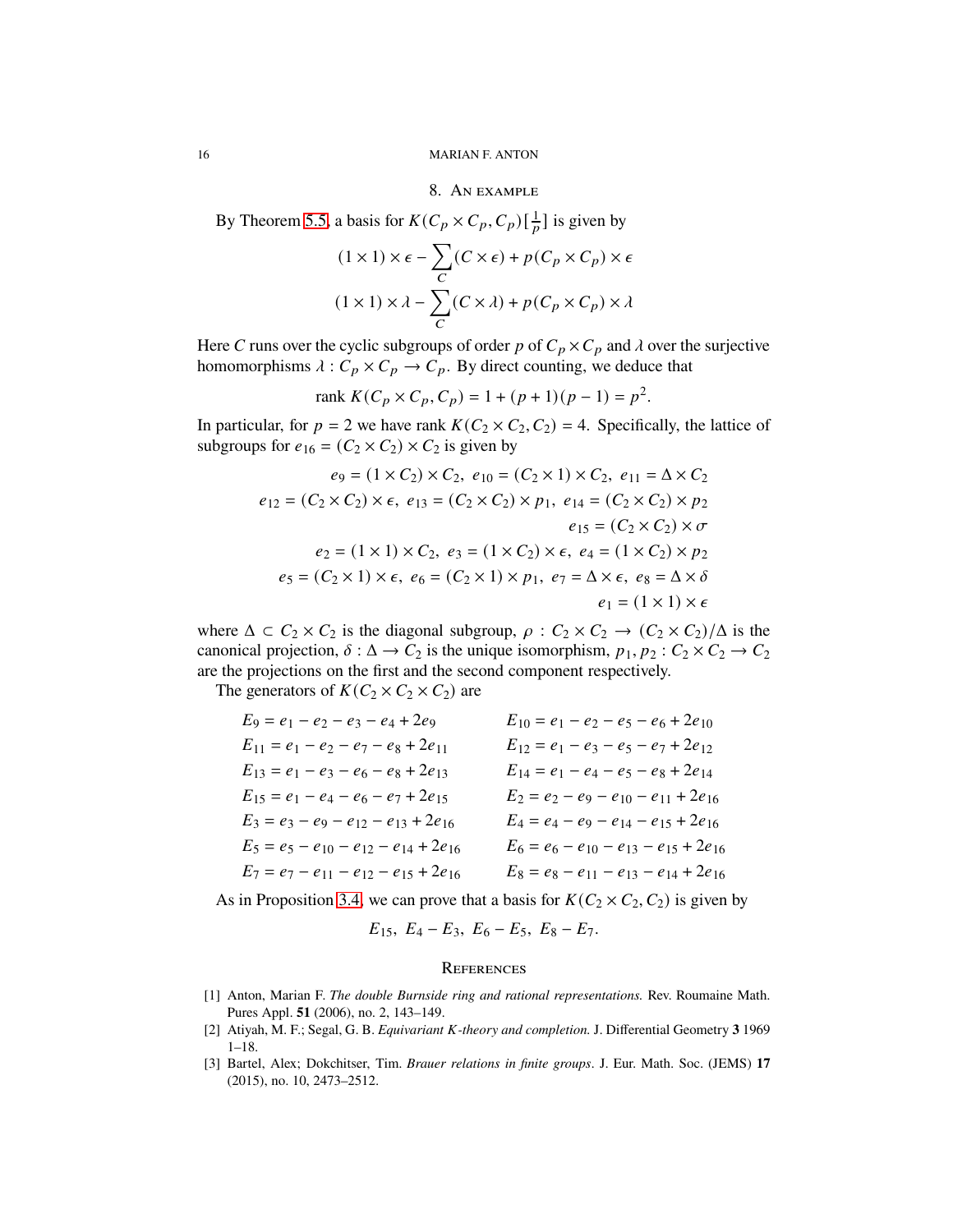## 8. An example

By Theorem 5.5, a basis for $K(C_p \times C_p, C_p)[\frac{1}{p}]$ is given by

$$(1 \times 1) \times \epsilon - \sum_C (C \times \epsilon) + p(C_p \times C_p) \times \epsilon$$

$$(1 \times 1) \times \lambda - \sum_C (C \times \lambda) + p(C_p \times C_p) \times \lambda$$

Here $C$ runs over the cyclic subgroups of order $p$ of $C_p \times C_p$ and $\lambda$ over the surjective homomorphisms $\lambda : C_p \times C_p \to C_p$. By direct counting, we deduce that

$$\text{rank } K(C_p \times C_p, C_p) = 1 + (p+1)(p-1) = p^2.$$

In particular, for $p = 2$ we have rank $K(C_2 \times C_2, C_2) = 4$. Specifically, the lattice of subgroups for $e_{16} = (C_2 \times C_2) \times C_2$ is given by

$$e_9 = (1 \times C_2) \times C_2,\ e_{10} = (C_2 \times 1) \times C_2,\ e_{11} = \Delta \times C_2$$

$$e_{12} = (C_2 \times C_2) \times \epsilon,\ e_{13} = (C_2 \times C_2) \times p_1,\ e_{14} = (C_2 \times C_2) \times p_2$$

$$e_{15} = (C_2 \times C_2) \times \sigma$$

$$e_2 = (1 \times 1) \times C_2,\ e_3 = (1 \times C_2) \times \epsilon,\ e_4 = (1 \times C_2) \times p_2$$

$$e_5 = (C_2 \times 1) \times \epsilon,\ e_6 = (C_2 \times 1) \times p_1,\ e_7 = \Delta \times \epsilon,\ e_8 = \Delta \times \delta$$

$$e_1 = (1 \times 1) \times \epsilon$$

where $\Delta \subset C_2 \times C_2$ is the diagonal subgroup, $\rho : C_2 \times C_2 \to (C_2 \times C_2)/\Delta$ is the canonical projection, $\delta : \Delta \to C_2$ is the unique isomorphism, $p_1, p_2 : C_2 \times C_2 \to C_2$ are the projections on the first and the second component respectively.

The generators of $K(C_2 \times C_2 \times C_2)$ are

$$E_9 = e_1 - e_2 - e_3 - e_4 + 2e_9 \qquad E_{10} = e_1 - e_2 - e_5 - e_6 + 2e_{10}$$

$$E_{11} = e_1 - e_2 - e_7 - e_8 + 2e_{11} \qquad E_{12} = e_1 - e_3 - e_5 - e_7 + 2e_{12}$$

$$E_{13} = e_1 - e_3 - e_6 - e_8 + 2e_{13} \qquad E_{14} = e_1 - e_4 - e_5 - e_8 + 2e_{14}$$

$$E_{15} = e_1 - e_4 - e_6 - e_7 + 2e_{15} \qquad E_2 = e_2 - e_9 - e_{10} - e_{11} + 2e_{16}$$

$$E_3 = e_3 - e_9 - e_{12} - e_{13} + 2e_{16} \qquad E_4 = e_4 - e_9 - e_{14} - e_{15} + 2e_{16}$$

$$E_5 = e_5 - e_{10} - e_{12} - e_{14} + 2e_{16} \qquad E_6 = e_6 - e_{10} - e_{13} - e_{15} + 2e_{16}$$

$$E_7 = e_7 - e_{11} - e_{12} - e_{15} + 2e_{16} \qquad E_8 = e_8 - e_{11} - e_{13} - e_{14} + 2e_{16}$$

As in Proposition 3.4, we can prove that a basis for $K(C_2 \times C_2, C_2)$ is given by

$$E_{15},\ E_4 - E_3,\ E_6 - E_5,\ E_8 - E_7.$$

## References

[1] Anton, Marian F. *The double Burnside ring and rational representations.* Rev. Roumaine Math. Pures Appl. **51** (2006), no. 2, 143–149.

[2] Atiyah, M. F.; Segal, G. B. *Equivariant K-theory and completion.* J. Differential Geometry **3** 1969 1–18.

[3] Bartel, Alex; Dokchitser, Tim. *Brauer relations in finite groups*. J. Eur. Math. Soc. (JEMS) **17** (2015), no. 10, 2473–2512.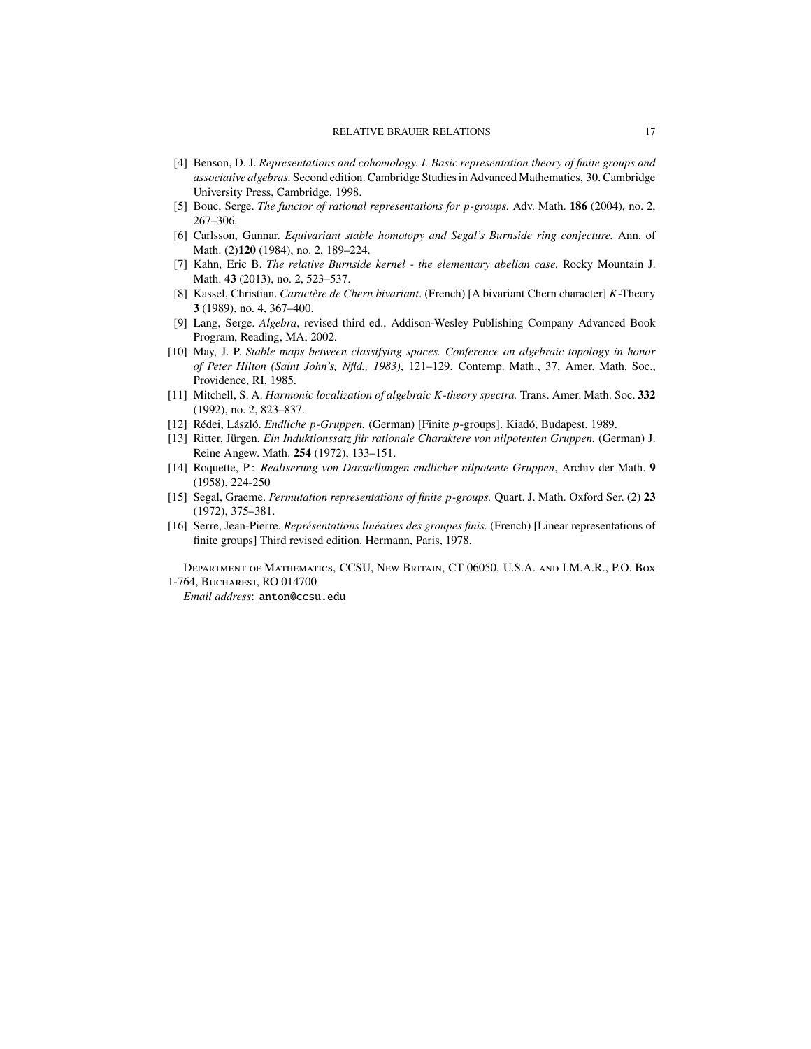[4] Benson, D. J. *Representations and cohomology. I. Basic representation theory of finite groups and associative algebras.* Second edition. Cambridge Studies in Advanced Mathematics, 30. Cambridge University Press, Cambridge, 1998.

[5] Bouc, Serge. *The functor of rational representations for $p$-groups.* Adv. Math. **186** (2004), no. 2, 267–306.

[6] Carlsson, Gunnar. *Equivariant stable homotopy and Segal's Burnside ring conjecture.* Ann. of Math. (2)**120** (1984), no. 2, 189–224.

[7] Kahn, Eric B. *The relative Burnside kernel - the elementary abelian case.* Rocky Mountain J. Math. **43** (2013), no. 2, 523–537.

[8] Kassel, Christian. *Caractère de Chern bivariant*. (French) [A bivariant Chern character] $K$-Theory **3** (1989), no. 4, 367–400.

[9] Lang, Serge. *Algebra*, revised third ed., Addison-Wesley Publishing Company Advanced Book Program, Reading, MA, 2002.

[10] May, J. P. *Stable maps between classifying spaces. Conference on algebraic topology in honor of Peter Hilton (Saint John's, Nfld., 1983)*, 121–129, Contemp. Math., 37, Amer. Math. Soc., Providence, RI, 1985.

[11] Mitchell, S. A. *Harmonic localization of algebraic $K$-theory spectra.* Trans. Amer. Math. Soc. **332** (1992), no. 2, 823–837.

[12] Rédei, László. *Endliche $p$-Gruppen.* (German) [Finite $p$-groups]. Kiadó, Budapest, 1989.

[13] Ritter, Jürgen. *Ein Induktionssatz für rationale Charaktere von nilpotenten Gruppen.* (German) J. Reine Angew. Math. **254** (1972), 133–151.

[14] Roquette, P.: *Realiserung von Darstellungen endlicher nilpotente Gruppen*, Archiv der Math. **9** (1958), 224-250

[15] Segal, Graeme. *Permutation representations of finite $p$-groups.* Quart. J. Math. Oxford Ser. (2) **23** (1972), 375–381.

[16] Serre, Jean-Pierre. *Représentations linéaires des groupes finis.* (French) [Linear representations of finite groups] Third revised edition. Hermann, Paris, 1978.

Department of Mathematics, CCSU, New Britain, CT 06050, U.S.A. and I.M.A.R., P.O. Box 1-764, Bucharest, RO 014700

*Email address*: anton@ccsu.edu